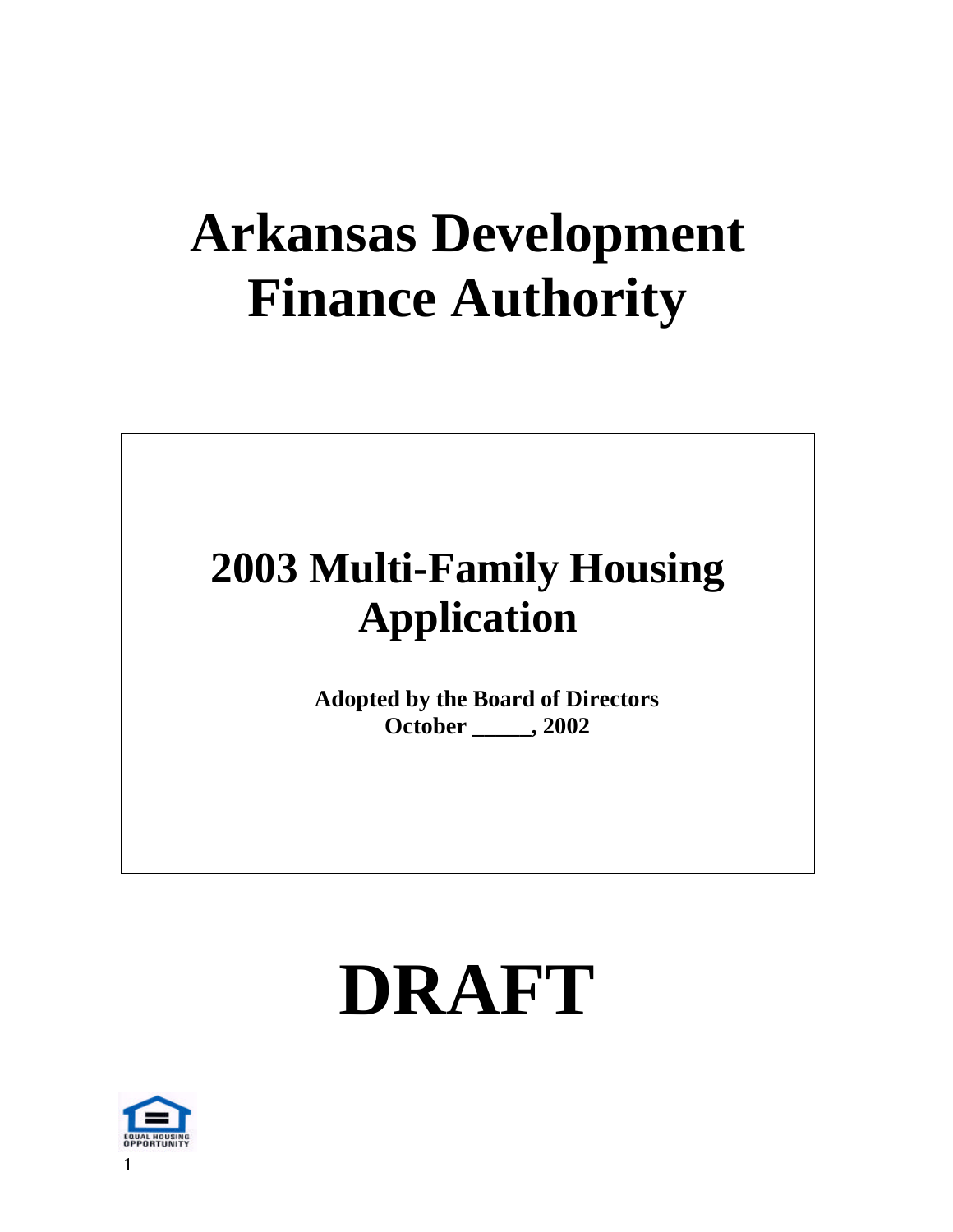# Arkansas Development Finance Authority

## 2003 Multi-Family Housing Application

**Adopted by the Board of Directors**
**October _____, 2002**

# DRAFT

EQUAL HOUSING OPPORTUNITY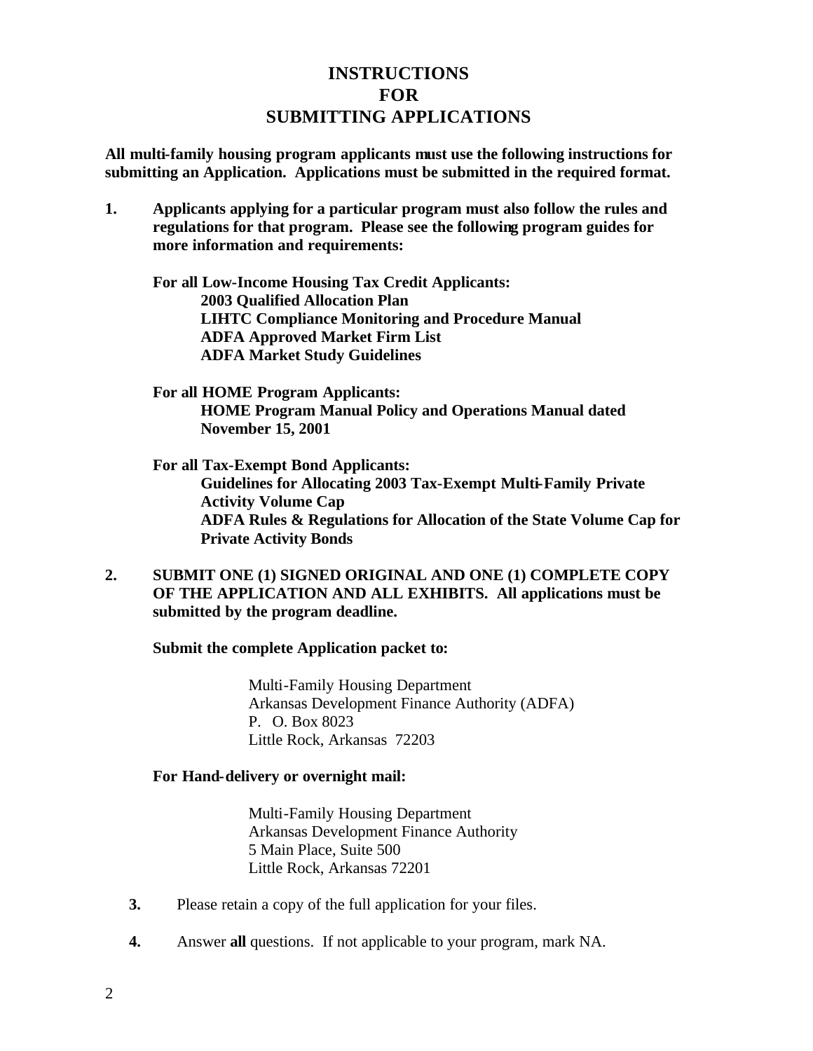# INSTRUCTIONS FOR SUBMITTING APPLICATIONS

**All multi-family housing program applicants must use the following instructions for submitting an Application. Applications must be submitted in the required format.**

1. **Applicants applying for a particular program must also follow the rules and regulations for that program. Please see the following program guides for more information and requirements:**

   **For all Low-Income Housing Tax Credit Applicants:**
   - **2003 Qualified Allocation Plan**
   - **LIHTC Compliance Monitoring and Procedure Manual**
   - **ADFA Approved Market Firm List**
   - **ADFA Market Study Guidelines**

   **For all HOME Program Applicants:**
   - **HOME Program Manual Policy and Operations Manual dated November 15, 2001**

   **For all Tax-Exempt Bond Applicants:**
   - **Guidelines for Allocating 2003 Tax-Exempt Multi-Family Private Activity Volume Cap**
   - **ADFA Rules & Regulations for Allocation of the State Volume Cap for Private Activity Bonds**

2. **SUBMIT ONE (1) SIGNED ORIGINAL AND ONE (1) COMPLETE COPY OF THE APPLICATION AND ALL EXHIBITS. All applications must be submitted by the program deadline.**

   **Submit the complete Application packet to:**

   Multi-Family Housing Department
   Arkansas Development Finance Authority (ADFA)
   P. O. Box 8023
   Little Rock, Arkansas 72203

   **For Hand-delivery or overnight mail:**

   Multi-Family Housing Department
   Arkansas Development Finance Authority
   5 Main Place, Suite 500
   Little Rock, Arkansas 72201

3. Please retain a copy of the full application for your files.

4. Answer **all** questions. If not applicable to your program, mark NA.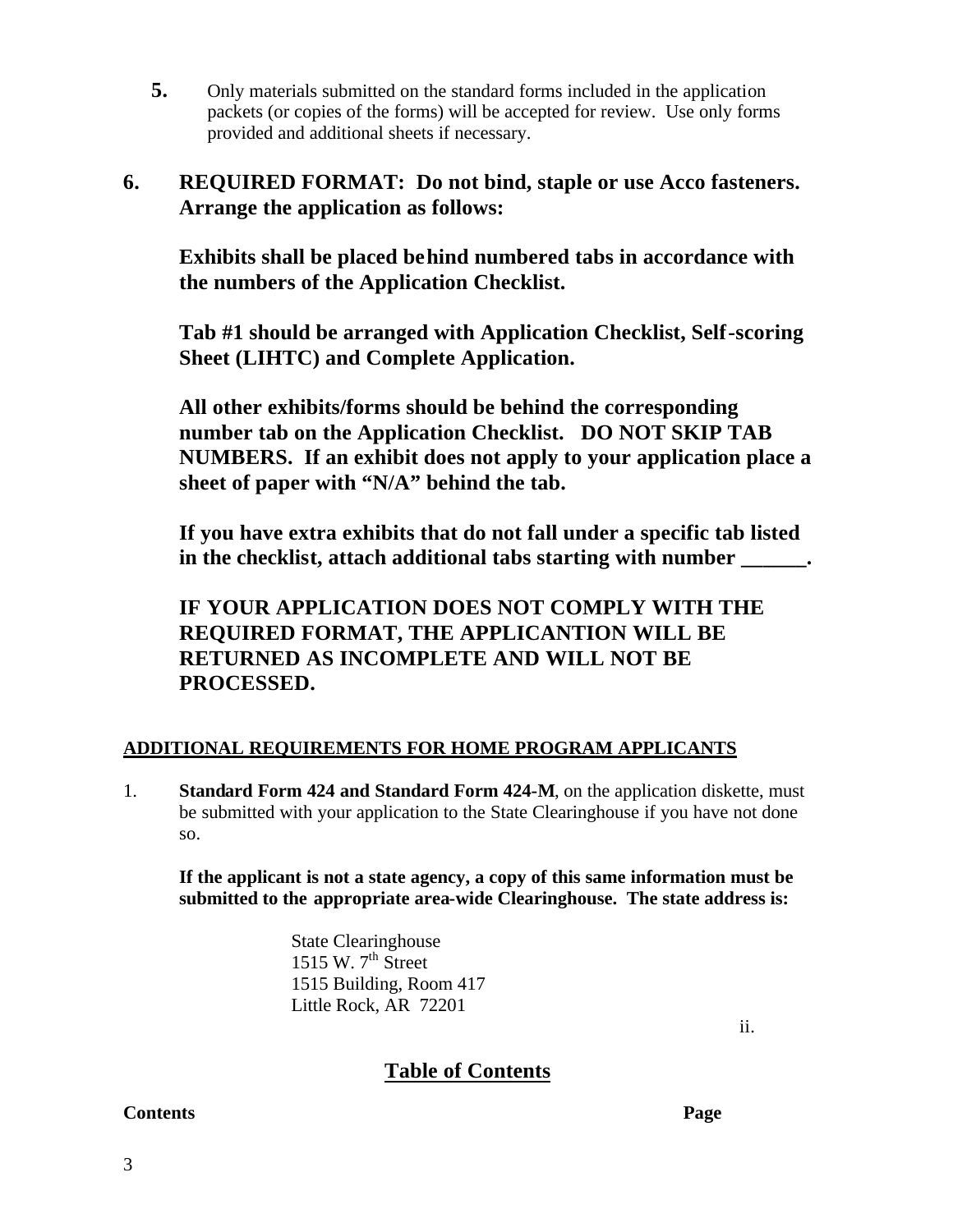**5.** Only materials submitted on the standard forms included in the application packets (or copies of the forms) will be accepted for review. Use only forms provided and additional sheets if necessary.

**6. REQUIRED FORMAT: Do not bind, staple or use Acco fasteners. Arrange the application as follows:**

**Exhibits shall be placed behind numbered tabs in accordance with the numbers of the Application Checklist.**

**Tab #1 should be arranged with Application Checklist, Self-scoring Sheet (LIHTC) and Complete Application.**

**All other exhibits/forms should be behind the corresponding number tab on the Application Checklist. DO NOT SKIP TAB NUMBERS. If an exhibit does not apply to your application place a sheet of paper with "N/A" behind the tab.**

**If you have extra exhibits that do not fall under a specific tab listed in the checklist, attach additional tabs starting with number ______.**

**IF YOUR APPLICATION DOES NOT COMPLY WITH THE REQUIRED FORMAT, THE APPLICANTION WILL BE RETURNED AS INCOMPLETE AND WILL NOT BE PROCESSED.**

**ADDITIONAL REQUIREMENTS FOR HOME PROGRAM APPLICANTS**

1. **Standard Form 424 and Standard Form 424-M**, on the application diskette, must be submitted with your application to the State Clearinghouse if you have not done so.

   **If the applicant is not a state agency, a copy of this same information must be submitted to the appropriate area-wide Clearinghouse. The state address is:**

   State Clearinghouse
   1515 W. 7th Street
   1515 Building, Room 417
   Little Rock, AR 72201

ii.

## Table of Contents

**Contents** **Page**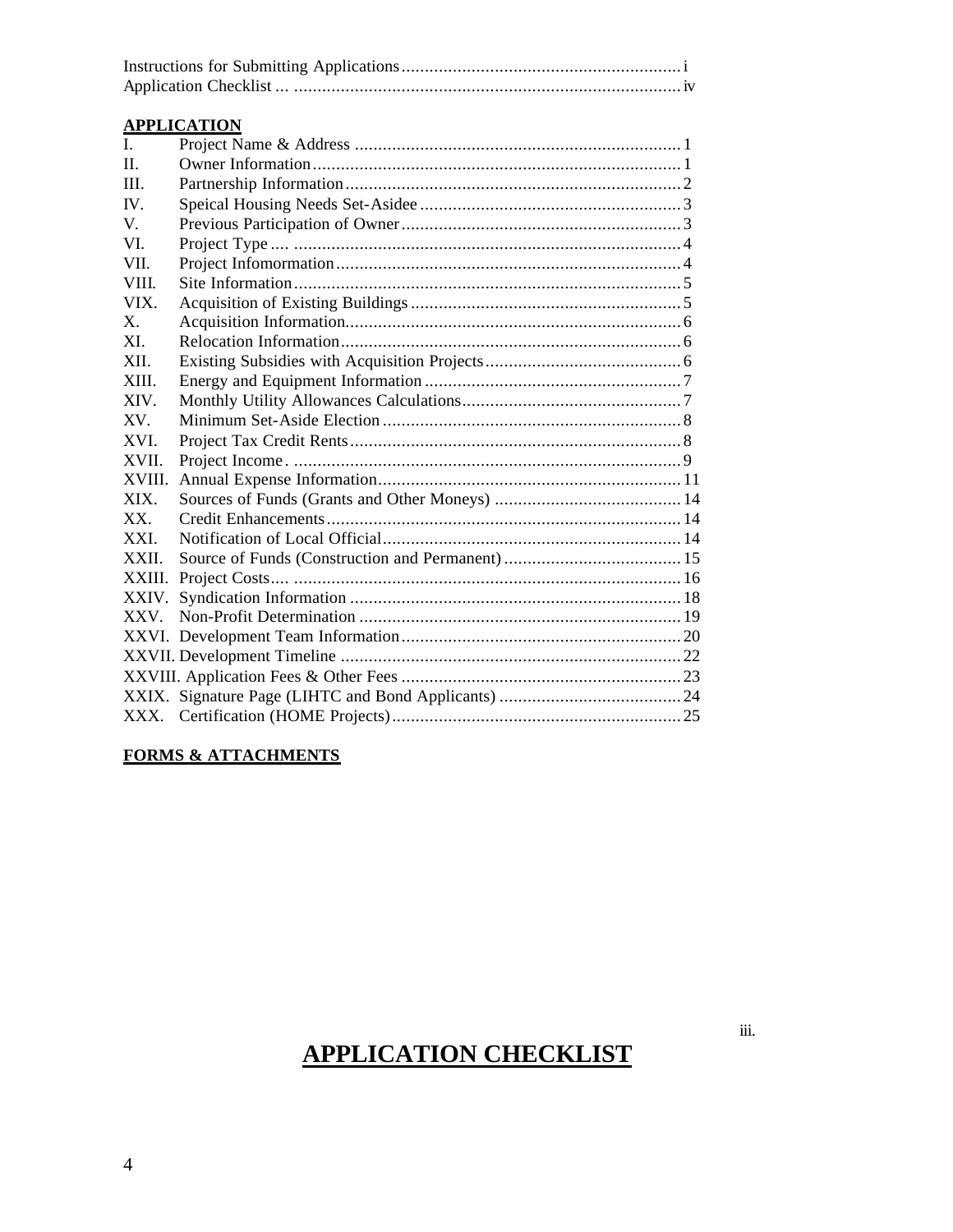Instructions for Submitting Applications ........................................................... i
Application Checklist ... .................................................................................. iv

**APPLICATION**

| | | |
|---|---|---|
| I. | Project Name & Address | 1 |
| II. | Owner Information | 1 |
| III. | Partnership Information | 2 |
| IV. | Speical Housing Needs Set-Asidee | 3 |
| V. | Previous Participation of Owner | 3 |
| VI. | Project Type | 4 |
| VII. | Project Infomormation | 4 |
| VIII. | Site Information | 5 |
| VIX. | Acquisition of Existing Buildings | 5 |
| X. | Acquisition Information | 6 |
| XI. | Relocation Information | 6 |
| XII. | Existing Subsidies with Acquisition Projects | 6 |
| XIII. | Energy and Equipment Information | 7 |
| XIV. | Monthly Utility Allowances Calculations | 7 |
| XV. | Minimum Set-Aside Election | 8 |
| XVI. | Project Tax Credit Rents | 8 |
| XVII. | Project Income | 9 |
| XVIII. | Annual Expense Information | 11 |
| XIX. | Sources of Funds (Grants and Other Moneys) | 14 |
| XX. | Credit Enhancements | 14 |
| XXI. | Notification of Local Official | 14 |
| XXII. | Source of Funds (Construction and Permanent) | 15 |
| XXIII. | Project Costs | 16 |
| XXIV. | Syndication Information | 18 |
| XXV. | Non-Profit Determination | 19 |
| XXVI. | Development Team Information | 20 |
| XXVII. | Development Timeline | 22 |
| XXVIII. | Application Fees & Other Fees | 23 |
| XXIX. | Signature Page (LIHTC and Bond Applicants) | 24 |
| XXX. | Certification (HOME Projects) | 25 |

**FORMS & ATTACHMENTS**

# APPLICATION CHECKLIST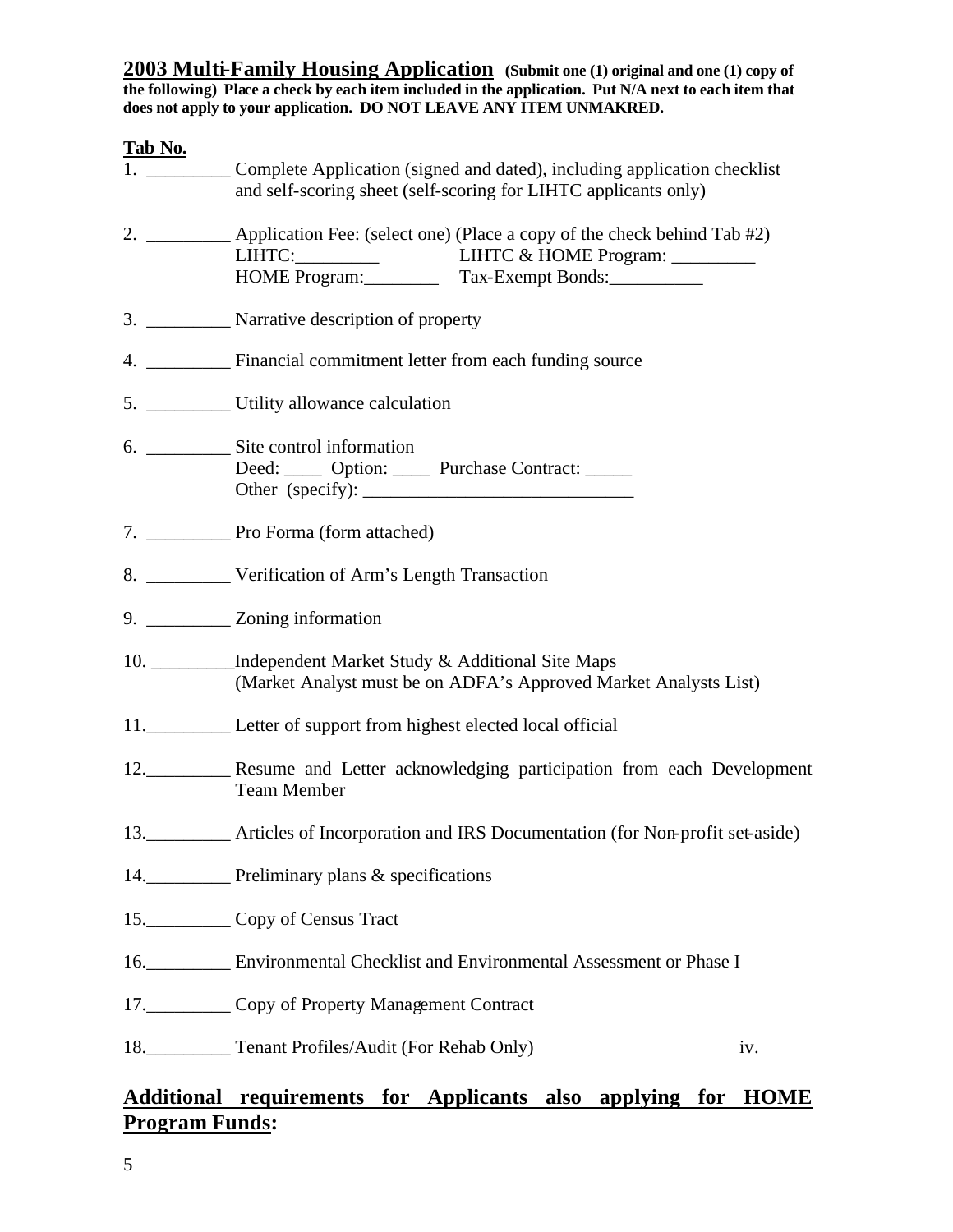**2003 Multi-Family Housing Application** **(Submit one (1) original and one (1) copy of the following) Place a check by each item included in the application. Put N/A next to each item that does not apply to your application. DO NOT LEAVE ANY ITEM UNMAKRED.**

**Tab No.**

1. _________ Complete Application (signed and dated), including application checklist and self-scoring sheet (self-scoring for LIHTC applicants only)

2. _________ Application Fee: (select one) (Place a copy of the check behind Tab #2)
   LIHTC:_________ LIHTC & HOME Program: _________
   HOME Program:________ Tax-Exempt Bonds:__________

3. _________ Narrative description of property

4. _________ Financial commitment letter from each funding source

5. _________ Utility allowance calculation

6. _________ Site control information
   Deed: ____ Option: ____ Purchase Contract: _____
   Other (specify): _____________________________

7. _________ Pro Forma (form attached)

8. _________ Verification of Arm's Length Transaction

9. _________ Zoning information

10. _________Independent Market Study & Additional Site Maps (Market Analyst must be on ADFA's Approved Market Analysts List)

11._________ Letter of support from highest elected local official

12._________ Resume and Letter acknowledging participation from each Development Team Member

13._________ Articles of Incorporation and IRS Documentation (for Non-profit set-aside)

14._________ Preliminary plans & specifications

15._________ Copy of Census Tract

16._________ Environmental Checklist and Environmental Assessment or Phase I

17._________ Copy of Property Management Contract

18._________ Tenant Profiles/Audit (For Rehab Only) iv.

## **Additional requirements for Applicants also applying for HOME Program Funds:**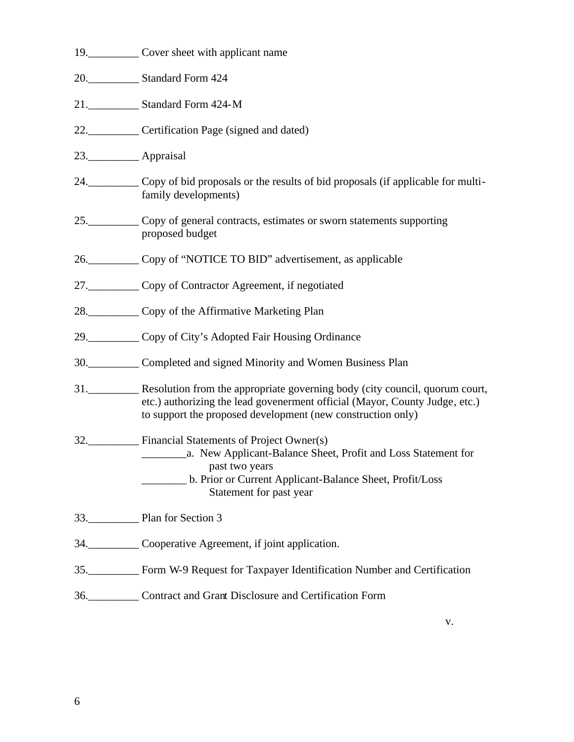19._________ Cover sheet with applicant name

20._________ Standard Form 424

21._________ Standard Form 424-M

22._________ Certification Page (signed and dated)

23._________ Appraisal

24._________ Copy of bid proposals or the results of bid proposals (if applicable for multi-family developments)

25._________ Copy of general contracts, estimates or sworn statements supporting proposed budget

26._________ Copy of "NOTICE TO BID" advertisement, as applicable

27._________ Copy of Contractor Agreement, if negotiated

28._________ Copy of the Affirmative Marketing Plan

29._________ Copy of City's Adopted Fair Housing Ordinance

30._________ Completed and signed Minority and Women Business Plan

31._________ Resolution from the appropriate governing body (city council, quorum court, etc.) authorizing the lead govenerment official (Mayor, County Judge, etc.) to support the proposed development (new construction only)

32._________ Financial Statements of Project Owner(s)

    ________a. New Applicant-Balance Sheet, Profit and Loss Statement for past two years

    ________ b. Prior or Current Applicant-Balance Sheet, Profit/Loss Statement for past year

33._________ Plan for Section 3

34._________ Cooperative Agreement, if joint application.

35._________ Form W-9 Request for Taxpayer Identification Number and Certification

36._________ Contract and Grant Disclosure and Certification Form

v.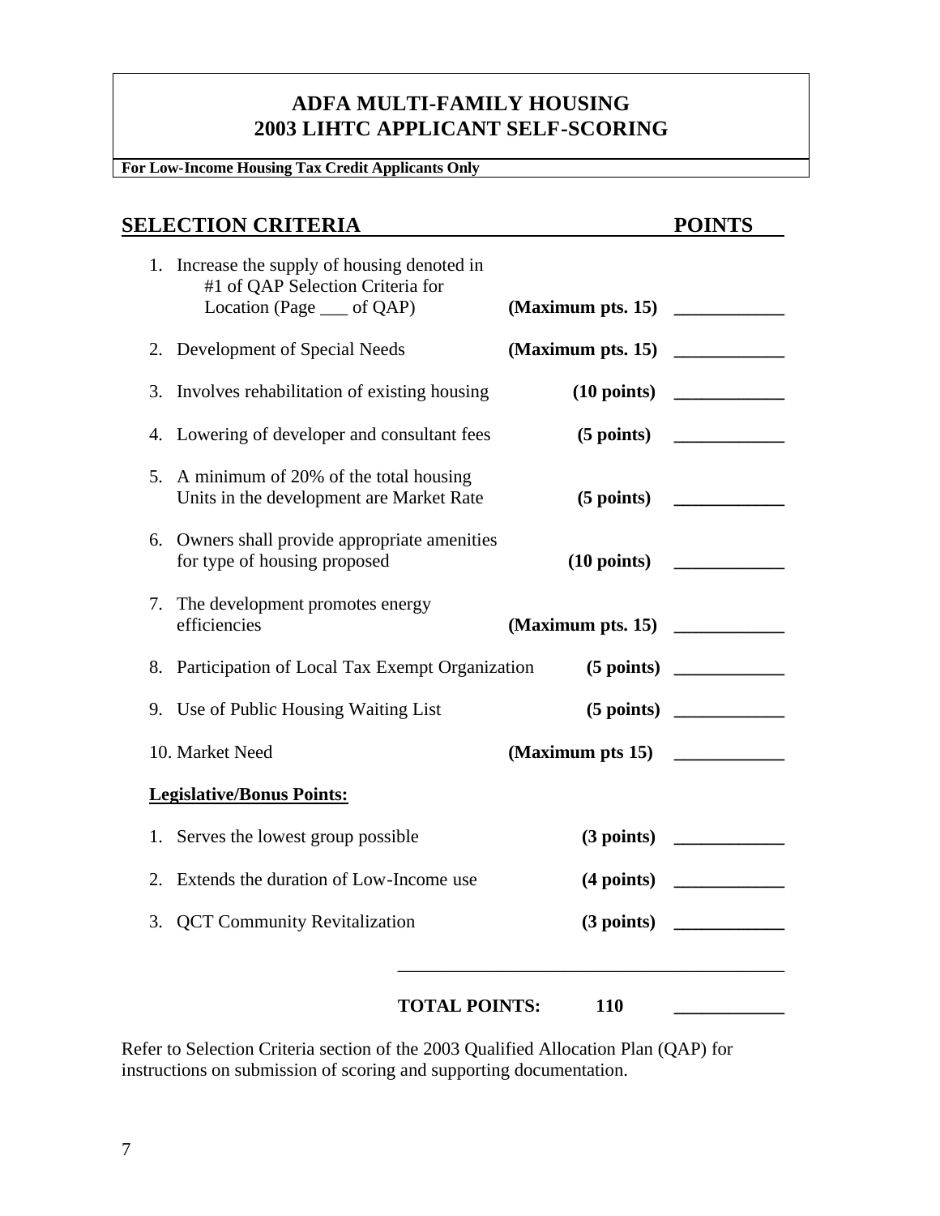# ADFA MULTI-FAMILY HOUSING
# 2003 LIHTC APPLICANT SELF-SCORING

**For Low-Income Housing Tax Credit Applicants Only**

| SELECTION CRITERIA | | POINTS |
|---|---|---|
| 1. Increase the supply of housing denoted in #1 of QAP Selection Criteria for Location (Page ___ of QAP) | **(Maximum pts. 15)** | ____________ |
| 2. Development of Special Needs | **(Maximum pts. 15)** | ____________ |
| 3. Involves rehabilitation of existing housing | **(10 points)** | ____________ |
| 4. Lowering of developer and consultant fees | **(5 points)** | ____________ |
| 5. A minimum of 20% of the total housing Units in the development are Market Rate | **(5 points)** | ____________ |
| 6. Owners shall provide appropriate amenities for type of housing proposed | **(10 points)** | ____________ |
| 7. The development promotes energy efficiencies | **(Maximum pts. 15)** | ____________ |
| 8. Participation of Local Tax Exempt Organization | **(5 points)** | ____________ |
| 9. Use of Public Housing Waiting List | **(5 points)** | ____________ |
| 10. Market Need | **(Maximum pts 15)** | ____________ |
| **Legislative/Bonus Points:** | | |
| 1. Serves the lowest group possible | **(3 points)** | ____________ |
| 2. Extends the duration of Low-Income use | **(4 points)** | ____________ |
| 3. QCT Community Revitalization | **(3 points)** | ____________ |
| **TOTAL POINTS:** | **110** | ____________ |

Refer to Selection Criteria section of the 2003 Qualified Allocation Plan (QAP) for instructions on submission of scoring and supporting documentation.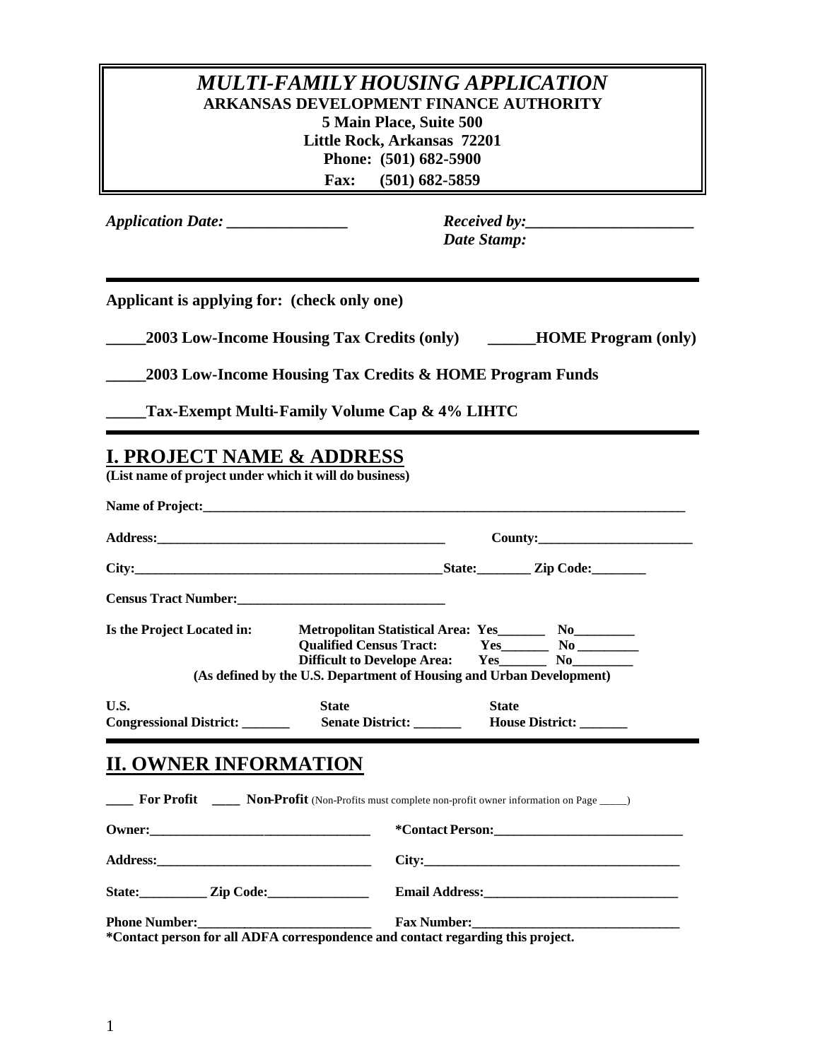# *MULTI-FAMILY HOUSING APPLICATION*

**ARKANSAS DEVELOPMENT FINANCE AUTHORITY**
**5 Main Place, Suite 500**
**Little Rock, Arkansas 72201**
**Phone: (501) 682-5900**
**Fax: (501) 682-5859**

***Application Date:*** _______________ ***Received by:***______________________
***Date Stamp:***

---

**Applicant is applying for: (check only one)**

**_____2003 Low-Income Housing Tax Credits (only)** **______HOME Program (only)**

**_____2003 Low-Income Housing Tax Credits & HOME Program Funds**

**_____Tax-Exempt Multi-Family Volume Cap & 4% LIHTC**

---

## I. PROJECT NAME & ADDRESS

**(List name of project under which it will do business)**

**Name of Project:**___________________________________________________________________________

**Address:**_____________________________________________ **County:**_______________________

**City:**_______________________________________________**State:**________ **Zip Code:**________

**Census Tract Number:**_______________________________

**Is the Project Located in:**
**Metropolitan Statistical Area: Yes_______ No_________**
**Qualified Census Tract: Yes_______ No _________**
**Difficult to Develope Area: Yes_______ No_________**
**(As defined by the U.S. Department of Housing and Urban Development)**

**U.S. Congressional District:** _______ **State Senate District:** _______ **State House District:** _______

---

## II. OWNER INFORMATION

**____ For Profit ____ Non-Profit** (Non-Profits must complete non-profit owner information on Page _____)

**Owner:**_________________________________ **\*Contact Person:**____________________________

**Address:**________________________________ **City:**_______________________________________

**State:**__________ **Zip Code:**_______________ **Email Address:**_____________________________

**Phone Number:**__________________________ **Fax Number:**________________________________

**\*Contact person for all ADFA correspondence and contact regarding this project.**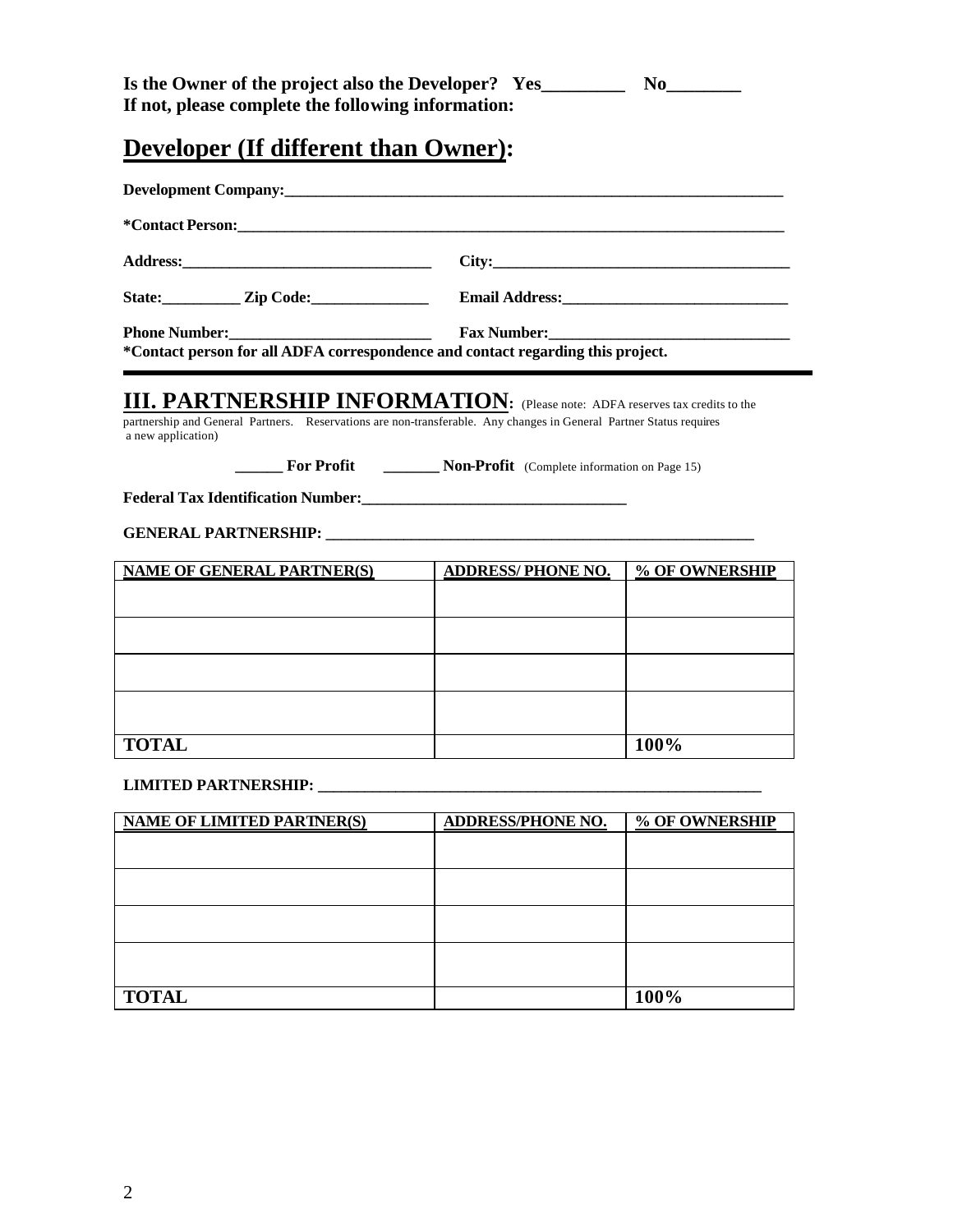**Is the Owner of the project also the Developer? Yes_________ No________**
**If not, please complete the following information:**

## Developer (If different than Owner):

**Development Company:_____________________________________________________________________**

**\*Contact Person:__________________________________________________________________________**

**Address:_________________________________ City:_______________________________________**

**State:__________ Zip Code:_______________ Email Address:_____________________________**

**Phone Number:__________________________ Fax Number:________________________________**
**\*Contact person for all ADFA correspondence and contact regarding this project.**

---

## III. PARTNERSHIP INFORMATION:

(Please note: ADFA reserves tax credits to the partnership and General Partners. Reservations are non-transferable. Any changes in General Partner Status requires a new application)

**______ For Profit _______ Non-Profit** (Complete information on Page 15)

**Federal Tax Identification Number:__________________________________**

**GENERAL PARTNERSHIP: _______________________________________________________**

| NAME OF GENERAL PARTNER(S) | ADDRESS/ PHONE NO. | % OF OWNERSHIP |
|---|---|---|
| | | |
| | | |
| | | |
| | | |
| **TOTAL** | | **100%** |

**LIMITED PARTNERSHIP: _______________________________________________________**

| NAME OF LIMITED PARTNER(S) | ADDRESS/PHONE NO. | % OF OWNERSHIP |
|---|---|---|
| | | |
| | | |
| | | |
| | | |
| **TOTAL** | | **100%** |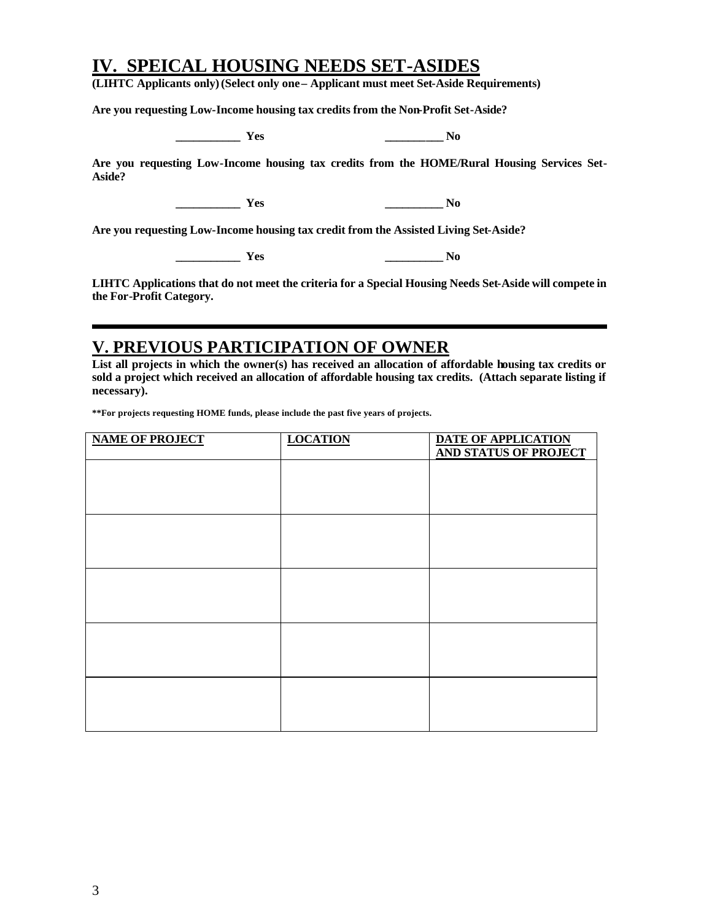## IV. SPEICAL HOUSING NEEDS SET-ASIDES

**(LIHTC Applicants only) (Select only one – Applicant must meet Set-Aside Requirements)**

**Are you requesting Low-Income housing tax credits from the Non-Profit Set-Aside?**

**___________ Yes** **__________ No**

**Are you requesting Low-Income housing tax credits from the HOME/Rural Housing Services Set-Aside?**

**___________ Yes** **__________ No**

**Are you requesting Low-Income housing tax credit from the Assisted Living Set-Aside?**

**___________ Yes** **__________ No**

**LIHTC Applications that do not meet the criteria for a Special Housing Needs Set-Aside will compete in the For-Profit Category.**

---

## V. PREVIOUS PARTICIPATION OF OWNER

**List all projects in which the owner(s) has received an allocation of affordable housing tax credits or sold a project which received an allocation of affordable housing tax credits. (Attach separate listing if necessary).**

**\*\*For projects requesting HOME funds, please include the past five years of projects.**

| NAME OF PROJECT | LOCATION | DATE OF APPLICATION AND STATUS OF PROJECT |
| --- | --- | --- |
| | | |
| | | |
| | | |
| | | |
| | | |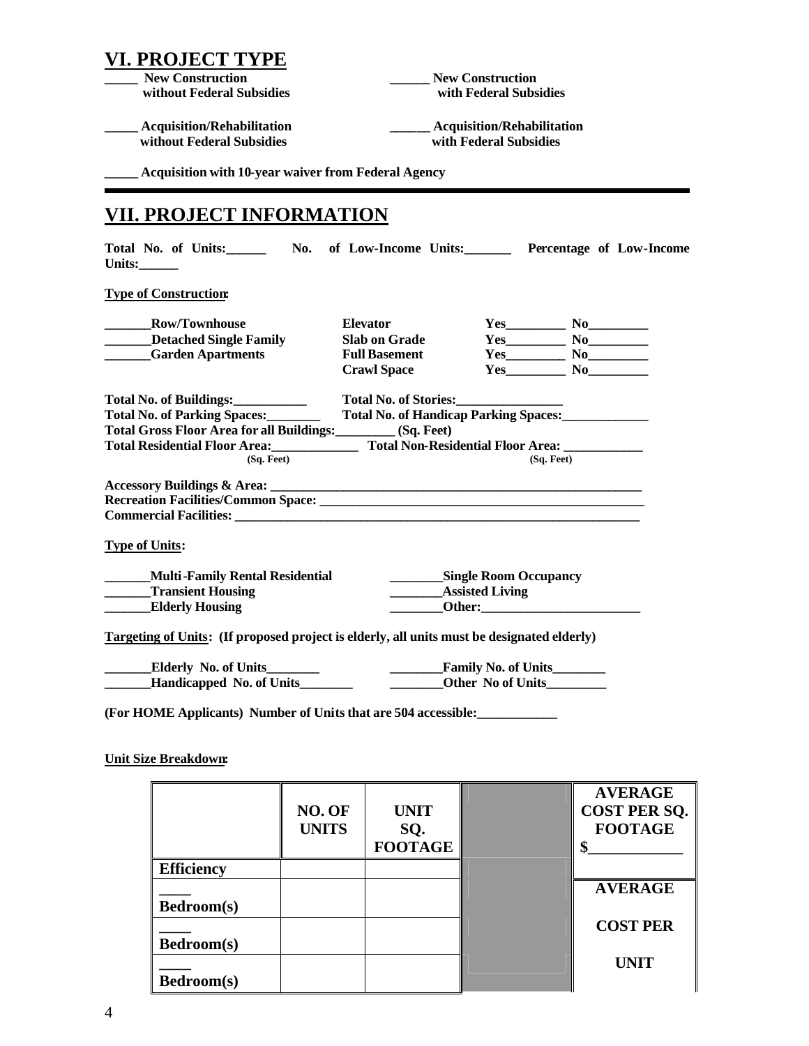## VI. PROJECT TYPE

**_____ New Construction without Federal Subsidies**

**______ New Construction with Federal Subsidies**

**_____ Acquisition/Rehabilitation without Federal Subsidies**

**______ Acquisition/Rehabilitation with Federal Subsidies**

**_____ Acquisition with 10-year waiver from Federal Agency**

---

## VII. PROJECT INFORMATION

**Total No. of Units:______ No. of Low-Income Units:_______ Percentage of Low-Income Units:______**

**Type of Construction:**

| | | |
|---|---|---|
| **_______Row/Townhouse** | **Elevator** | **Yes_________ No_________** |
| **_______Detached Single Family** | **Slab on Grade** | **Yes_________ No_________** |
| **_______Garden Apartments** | **Full Basement** | **Yes_________ No_________** |
| | **Crawl Space** | **Yes_________ No_________** |

**Total No. of Buildings:___________ Total No. of Stories:________________**

**Total No. of Parking Spaces:________ Total No. of Handicap Parking Spaces:_____________**

**Total Gross Floor Area for all Buildings:_________ (Sq. Feet)**

**Total Residential Floor Area:_____________ (Sq. Feet) Total Non-Residential Floor Area: ____________ (Sq. Feet)**

**Accessory Buildings & Area: ___________________________________________________________**

**Recreation Facilities/Common Space: ___________________________________________________**

**Commercial Facilities: _______________________________________________________________**

**Type of Units:**

**_______Multi-Family Rental Residential**

**_______Transient Housing**

**_______Elderly Housing**

**________Single Room Occupancy**

**________Assisted Living**

**________Other:________________________**

**Targeting of Units: (If proposed project is elderly, all units must be designated elderly)**

**_______Elderly No. of Units________**

**_______Handicapped No. of Units________**

**________Family No. of Units________**

**________Other No of Units_________**

**(For HOME Applicants) Number of Units that are 504 accessible:____________**

**Unit Size Breakdown:**

| | NO. OF UNITS | UNIT SQ. FOOTAGE | | AVERAGE COST PER SQ. FOOTAGE $____________ |
|---|---|---|---|---|
| **Efficiency** | | | | |
| **____ Bedroom(s)** | | | | **AVERAGE** |
| **____ Bedroom(s)** | | | | **COST PER** |
| **____ Bedroom(s)** | | | | **UNIT** |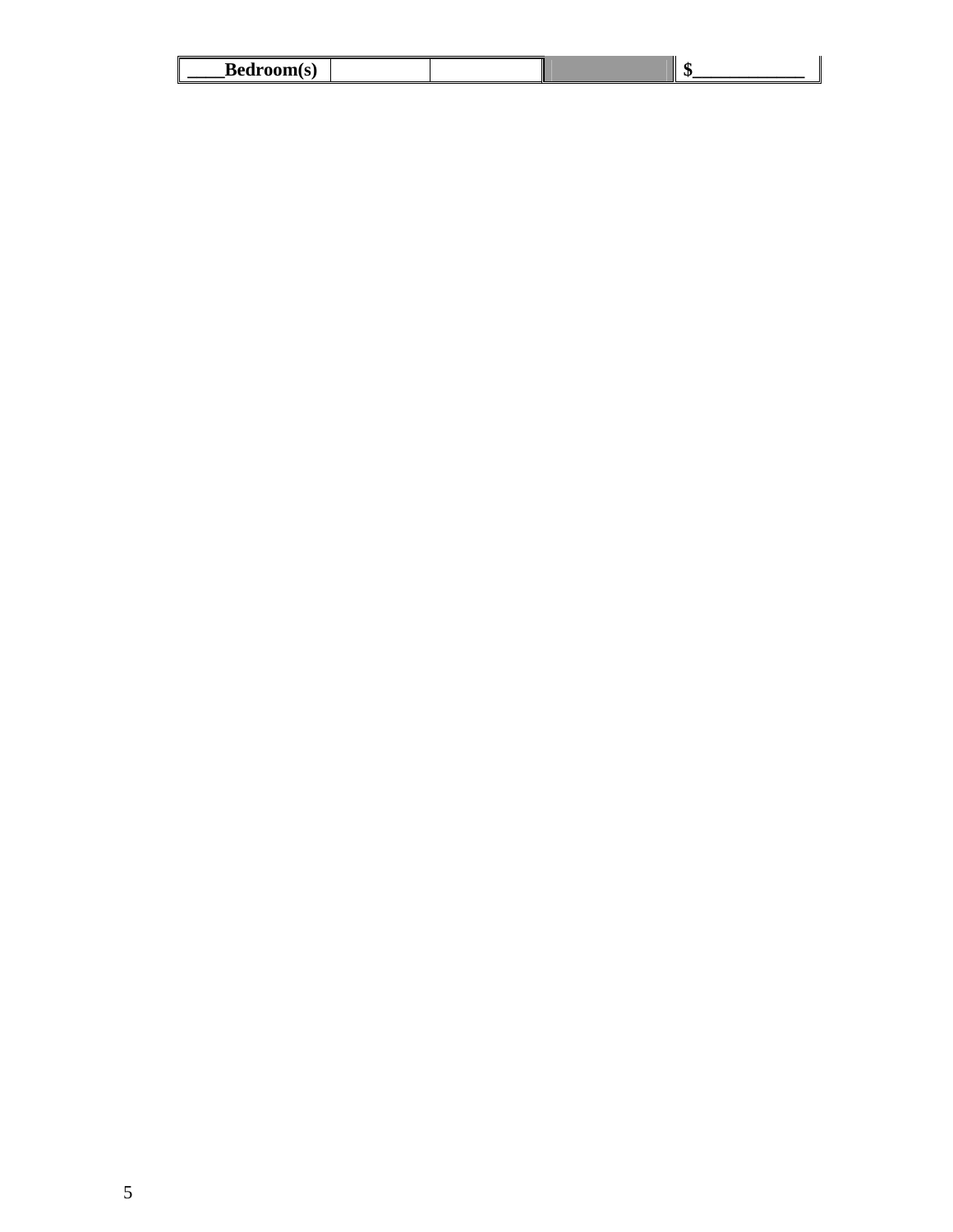| ____Bedroom(s) | | | | $___________ |
|---|---|---|---|---|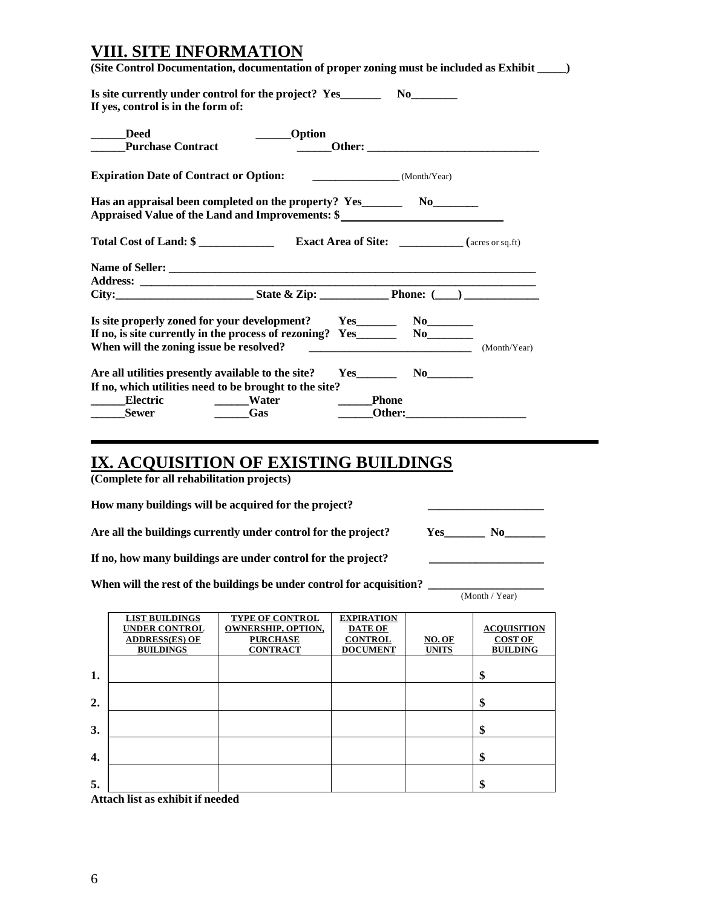## VIII. SITE INFORMATION

**(Site Control Documentation, documentation of proper zoning must be included as Exhibit _____)**

**Is site currently under control for the project? Yes_______ No________**
**If yes, control is in the form of:**

**______Deed** **______Option**
**______Purchase Contract** **______Other: ______________________________**

**Expiration Date of Contract or Option:** _______________ (Month/Year)

**Has an appraisal been completed on the property? Yes_______ No________**
**Appraised Value of the Land and Improvements: $____________________________**

**Total Cost of Land: $ _____________** **Exact Area of Site: ___________** (acres or sq.ft)

**Name of Seller: ____________________________________________________________________**
**Address: ________________________________________________________________________**
**City:________________________ State & Zip: ____________ Phone: (____) _____________**

**Is site properly zoned for your development? Yes_______ No________**
**If no, is site currently in the process of rezoning? Yes_______ No________**
**When will the zoning issue be resolved?** ____________________________ (Month/Year)

**Are all utilities presently available to the site? Yes_______ No________**
**If no, which utilities need to be brought to the site?**
**______Electric** **______Water** **______Phone**
**______Sewer** **______Gas** **______Other:_____________________**

---

## IX. ACQUISITION OF EXISTING BUILDINGS

**(Complete for all rehabilitation projects)**

**How many buildings will be acquired for the project?** ____________________

**Are all the buildings currently under control for the project?** **Yes_______ No_______**

**If no, how many buildings are under control for the project?** ____________________

**When will the rest of the buildings be under control for acquisition?** ____________________ (Month / Year)

| | LIST BUILDINGS UNDER CONTROL ADDRESS(ES) OF BUILDINGS | TYPE OF CONTROL OWNERSHIP, OPTION, PURCHASE CONTRACT | EXPIRATION DATE OF CONTROL DOCUMENT | NO. OF UNITS | ACQUISITION COST OF BUILDING |
|---|---|---|---|---|---|
| **1.** | | | | | **$** |
| **2.** | | | | | **$** |
| **3.** | | | | | **$** |
| **4.** | | | | | **$** |
| **5.** | | | | | **$** |

**Attach list as exhibit if needed**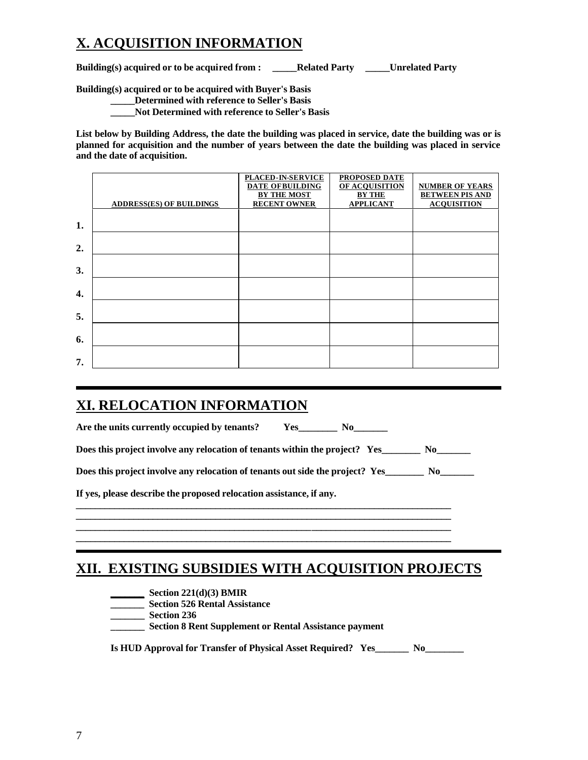## X. ACQUISITION INFORMATION

**Building(s) acquired or to be acquired from : \_\_\_\_\_Related Party \_\_\_\_\_Unrelated Party**

**Building(s) acquired or to be acquired with Buyer's Basis**

**\_\_\_\_\_Determined with reference to Seller's Basis**

**\_\_\_\_\_Not Determined with reference to Seller's Basis**

**List below by Building Address, the date the building was placed in service, date the building was or is planned for acquisition and the number of years between the date the building was placed in service and the date of acquisition.**

| | ADDRESS(ES) OF BUILDINGS | PLACED-IN-SERVICE DATE OF BUILDING BY THE MOST RECENT OWNER | PROPOSED DATE OF ACQUISITION BY THE APPLICANT | NUMBER OF YEARS BETWEEN PIS AND ACQUISITION |
|---|---|---|---|---|
| 1. | | | | |
| 2. | | | | |
| 3. | | | | |
| 4. | | | | |
| 5. | | | | |
| 6. | | | | |
| 7. | | | | |

## XI. RELOCATION INFORMATION

**Are the units currently occupied by tenants? Yes\_\_\_\_\_\_\_\_ No\_\_\_\_\_\_\_**

**Does this project involve any relocation of tenants within the project? Yes\_\_\_\_\_\_\_\_ No\_\_\_\_\_\_\_**

**Does this project involve any relocation of tenants out side the project? Yes\_\_\_\_\_\_\_\_ No\_\_\_\_\_\_\_**

**If yes, please describe the proposed relocation assistance, if any.**

\_\_\_\_\_\_\_\_\_\_\_\_\_\_\_\_\_\_\_\_\_\_\_\_\_\_\_\_\_\_\_\_\_\_\_\_\_\_\_\_\_\_\_\_\_\_\_\_\_\_\_\_\_\_\_\_\_\_\_\_\_\_\_\_\_\_\_\_\_\_\_\_\_\_\_\_\_\_
\_\_\_\_\_\_\_\_\_\_\_\_\_\_\_\_\_\_\_\_\_\_\_\_\_\_\_\_\_\_\_\_\_\_\_\_\_\_\_\_\_\_\_\_\_\_\_\_\_\_\_\_\_\_\_\_\_\_\_\_\_\_\_\_\_\_\_\_\_\_\_\_\_\_\_\_\_\_
\_\_\_\_\_\_\_\_\_\_\_\_\_\_\_\_\_\_\_\_\_\_\_\_\_\_\_\_\_\_\_\_\_\_\_\_\_\_\_\_\_\_\_\_\_\_\_\_\_\_\_\_\_\_\_\_\_\_\_\_\_\_\_\_\_\_\_\_\_\_\_\_\_\_\_\_\_\_
\_\_\_\_\_\_\_\_\_\_\_\_\_\_\_\_\_\_\_\_\_\_\_\_\_\_\_\_\_\_\_\_\_\_\_\_\_\_\_\_\_\_\_\_\_\_\_\_\_\_\_\_\_\_\_\_\_\_\_\_\_\_\_\_\_\_\_\_\_\_\_\_\_\_\_\_\_\_

## XII. EXISTING SUBSIDIES WITH ACQUISITION PROJECTS

**\_\_\_\_\_\_\_ Section 221(d)(3) BMIR**

**\_\_\_\_\_\_\_ Section 526 Rental Assistance**

**\_\_\_\_\_\_\_ Section 236**

**\_\_\_\_\_\_\_ Section 8 Rent Supplement or Rental Assistance payment**

**Is HUD Approval for Transfer of Physical Asset Required? Yes\_\_\_\_\_\_\_ No\_\_\_\_\_\_\_\_**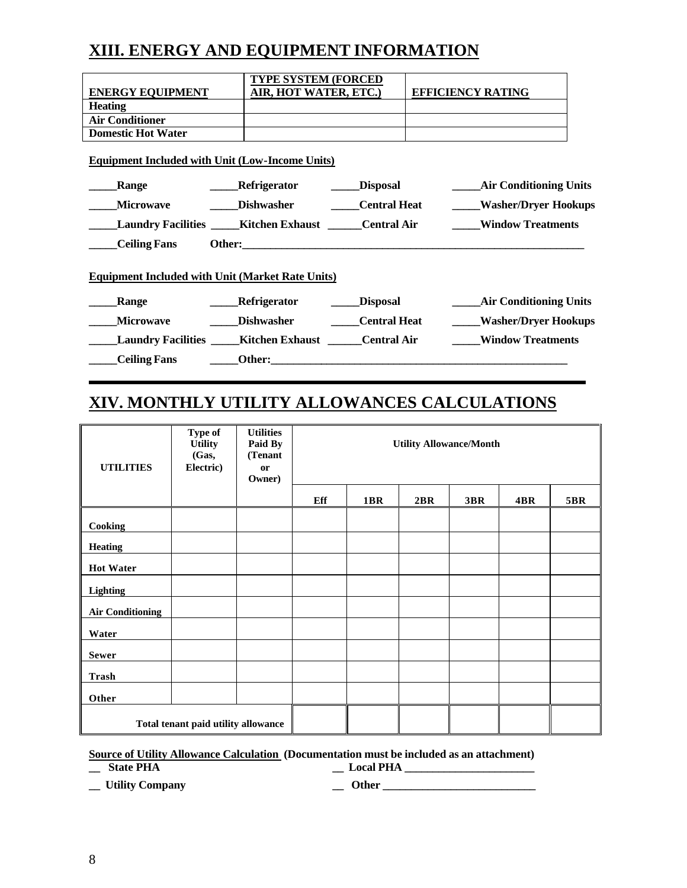## XIII. ENERGY AND EQUIPMENT INFORMATION

| ENERGY EQUIPMENT | TYPE SYSTEM (FORCED AIR, HOT WATER, ETC.) | EFFICIENCY RATING |
|---|---|---|
| **Heating** | | |
| **Air Conditioner** | | |
| **Domestic Hot Water** | | |

**Equipment Included with Unit (Low-Income Units)**

**_____Range** **_____Refrigerator** **_____Disposal** **_____Air Conditioning Units**

**_____Microwave** **_____Dishwasher** **_____Central Heat** **_____Washer/Dryer Hookups**

**_____Laundry Facilities** **_____Kitchen Exhaust** **______Central Air** **_____Window Treatments**

**_____Ceiling Fans** **Other:_______________________________________________________________**

**Equipment Included with Unit (Market Rate Units)**

**_____Range** **_____Refrigerator** **_____Disposal** **_____Air Conditioning Units**

**_____Microwave** **_____Dishwasher** **_____Central Heat** **_____Washer/Dryer Hookups**

**_____Laundry Facilities** **_____Kitchen Exhaust** **______Central Air** **_____Window Treatments**

**_____Ceiling Fans** **_____Other:_______________________________________________________**

## XIV. MONTHLY UTILITY ALLOWANCES CALCULATIONS

| UTILITIES | Type of Utility (Gas, Electric) | Utilities Paid By (Tenant or Owner) | Utility Allowance/Month | | | | | |
|---|---|---|---|---|---|---|---|---|
| | | | Eff | 1BR | 2BR | 3BR | 4BR | 5BR |
| **Cooking** | | | | | | | | |
| **Heating** | | | | | | | | |
| **Hot Water** | | | | | | | | |
| **Lighting** | | | | | | | | |
| **Air Conditioning** | | | | | | | | |
| **Water** | | | | | | | | |
| **Sewer** | | | | | | | | |
| **Trash** | | | | | | | | |
| **Other** | | | | | | | | |
| **Total tenant paid utility allowance** | | | | | | | | |

**Source of Utility Allowance Calculation (Documentation must be included as an attachment)**

**__ State PHA** **__ Local PHA _______________________**

**__ Utility Company** **__ Other ___________________________**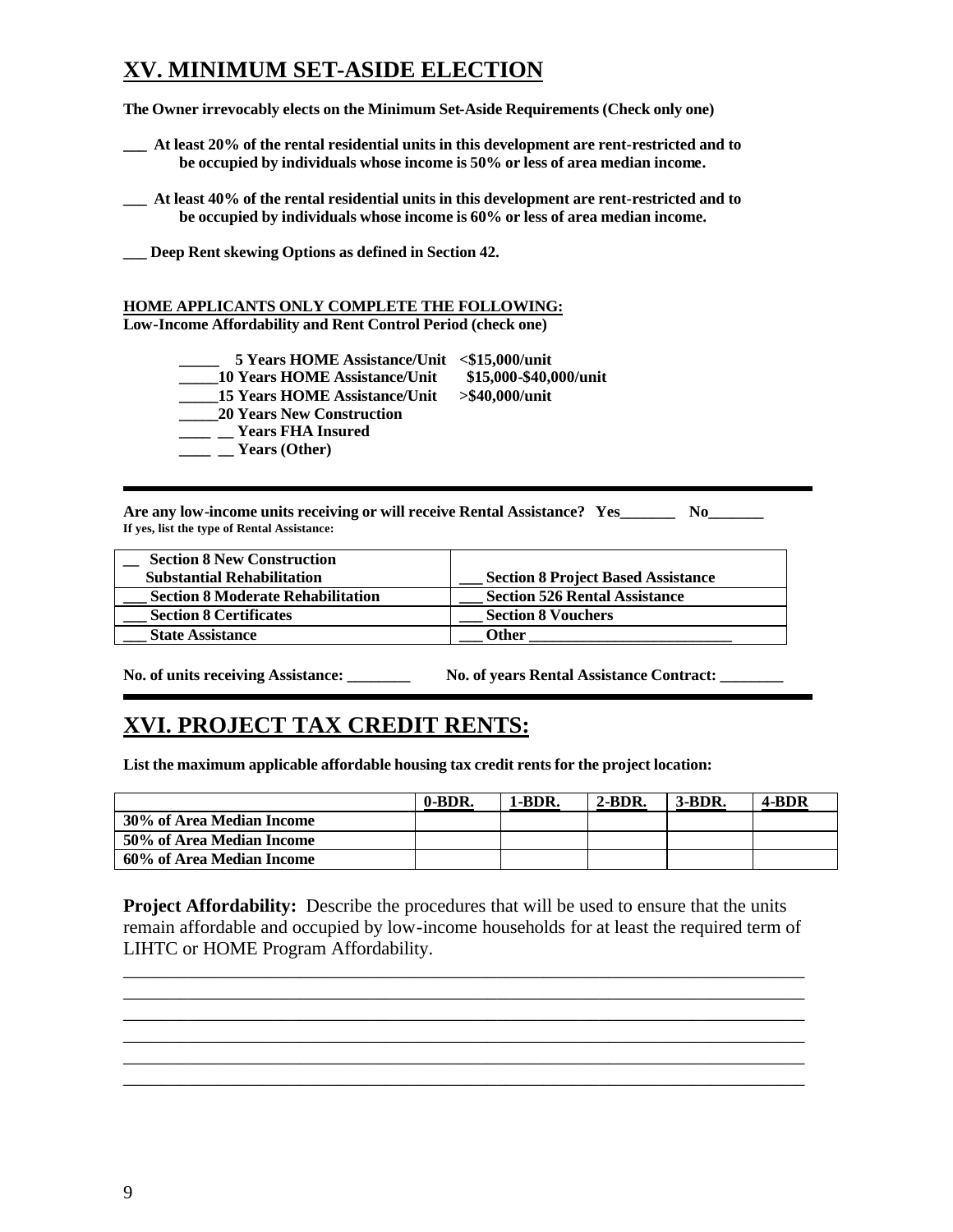# XV. MINIMUM SET-ASIDE ELECTION

**The Owner irrevocably elects on the Minimum Set-Aside Requirements (Check only one)**

**___ At least 20% of the rental residential units in this development are rent-restricted and to be occupied by individuals whose income is 50% or less of area median income.**

**___ At least 40% of the rental residential units in this development are rent-restricted and to be occupied by individuals whose income is 60% or less of area median income.**

**___ Deep Rent skewing Options as defined in Section 42.**

**HOME APPLICANTS ONLY COMPLETE THE FOLLOWING:**
**Low-Income Affordability and Rent Control Period (check one)**

**_____ 5 Years HOME Assistance/Unit <$15,000/unit**
**_____10 Years HOME Assistance/Unit $15,000-$40,000/unit**
**_____15 Years HOME Assistance/Unit >$40,000/unit**
**_____20 Years New Construction**
**____ __ Years FHA Insured**
**____ __ Years (Other)**

---

**Are any low-income units receiving or will receive Rental Assistance? Yes_______ No_______**
**If yes, list the type of Rental Assistance:**

| | |
|---|---|
| **__ Section 8 New Construction Substantial Rehabilitation** | **___ Section 8 Project Based Assistance** |
| **___ Section 8 Moderate Rehabilitation** | **___ Section 526 Rental Assistance** |
| **___ Section 8 Certificates** | **___ Section 8 Vouchers** |
| **___ State Assistance** | **___ Other __________________________** |

**No. of units receiving Assistance: ________ No. of years Rental Assistance Contract: ________**

---

# XVI. PROJECT TAX CREDIT RENTS:

**List the maximum applicable affordable housing tax credit rents for the project location:**

| | 0-BDR. | 1-BDR. | 2-BDR. | 3-BDR. | 4-BDR |
|---|---|---|---|---|---|
| **30% of Area Median Income** | | | | | |
| **50% of Area Median Income** | | | | | |
| **60% of Area Median Income** | | | | | |

**Project Affordability:** Describe the procedures that will be used to ensure that the units remain affordable and occupied by low-income households for at least the required term of LIHTC or HOME Program Affordability.

______________________________________________________________________________
______________________________________________________________________________
______________________________________________________________________________
______________________________________________________________________________
______________________________________________________________________________
______________________________________________________________________________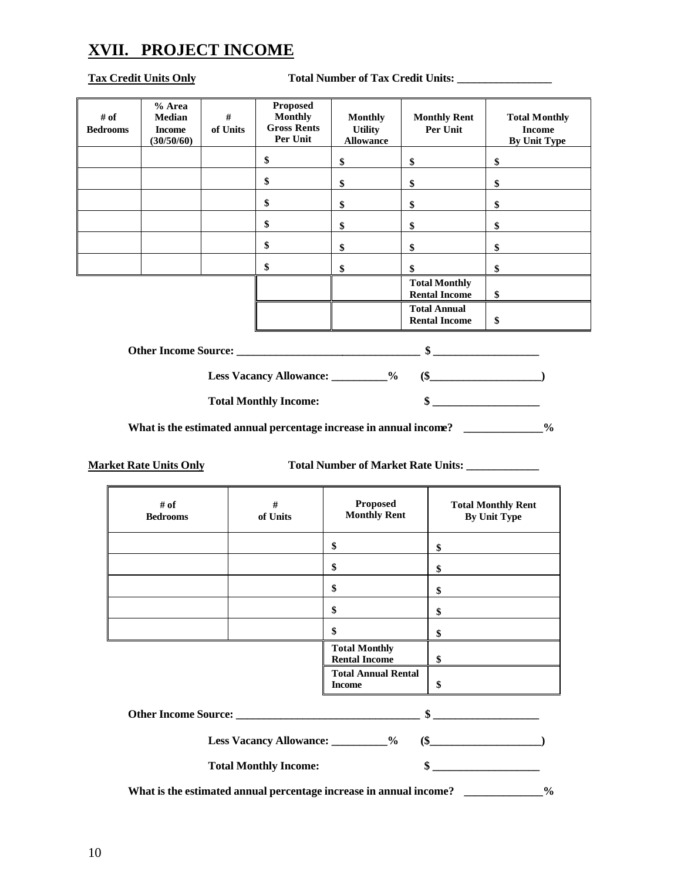# XVII. PROJECT INCOME

**Tax Credit Units Only** **Total Number of Tax Credit Units: ________________**

| # of Bedrooms | % Area Median Income (30/50/60) | # of Units | Proposed Monthly Gross Rents Per Unit | Monthly Utility Allowance | Monthly Rent Per Unit | Total Monthly Income By Unit Type |
|---|---|---|---|---|---|---|
| | | | $ | $ | $ | $ |
| | | | $ | $ | $ | $ |
| | | | $ | $ | $ | $ |
| | | | $ | $ | $ | $ |
| | | | $ | $ | $ | $ |
| | | | $ | $ | $ | $ |
| | | | | | **Total Monthly Rental Income** | $ |
| | | | | | **Total Annual Rental Income** | $ |

**Other Income Source: ________________________________ $ ___________________**

**Less Vacancy Allowance: __________% ($___________________)**

**Total Monthly Income: $ ___________________**

**What is the estimated annual percentage increase in annual income? _____________%**

**Market Rate Units Only** **Total Number of Market Rate Units: ____________**

| # of Bedrooms | # of Units | Proposed Monthly Rent | Total Monthly Rent By Unit Type |
|---|---|---|---|
| | | $ | $ |
| | | $ | $ |
| | | $ | $ |
| | | $ | $ |
| | | $ | $ |
| | | **Total Monthly Rental Income** | $ |
| | | **Total Annual Rental Income** | $ |

**Other Income Source: ________________________________ $ ___________________**

**Less Vacancy Allowance: __________% ($___________________)**

**Total Monthly Income: $ ___________________**

**What is the estimated annual percentage increase in annual income? _____________%**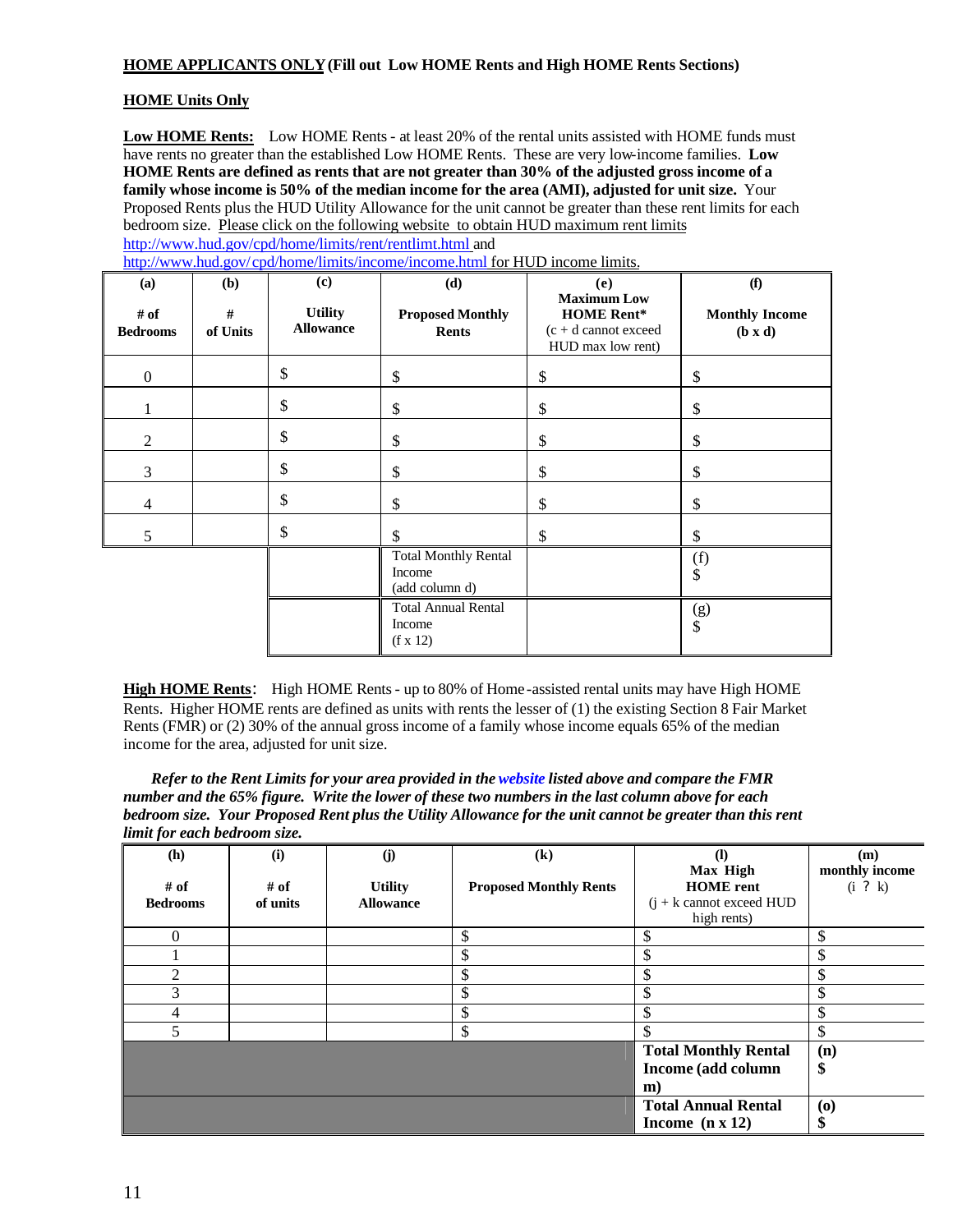**<u>HOME APPLICANTS ONLY</u> (Fill out Low HOME Rents and High HOME Rents Sections)**

**<u>HOME Units Only</u>**

**<u>Low HOME Rents:</u>** Low HOME Rents - at least 20% of the rental units assisted with HOME funds must have rents no greater than the established Low HOME Rents. These are very low-income families. **Low HOME Rents are defined as rents that are not greater than 30% of the adjusted gross income of a family whose income is 50% of the median income for the area (AMI), adjusted for unit size.** Your Proposed Rents plus the HUD Utility Allowance for the unit cannot be greater than these rent limits for each bedroom size. <u>Please click on the following website to obtain HUD maximum rent limits</u> http://www.hud.gov/cpd/home/limits/rent/rentlimt.html and http://www.hud.gov/cpd/home/limits/income/income.html <u>for HUD income limits.</u>

| (a) # of Bedrooms | (b) # of Units | (c) Utility Allowance | (d) Proposed Monthly Rents | (e) Maximum Low HOME Rent* (c + d cannot exceed HUD max low rent) | (f) Monthly Income (b x d) |
|---|---|---|---|---|---|
| 0 | | $ | $ | $ | $ |
| 1 | | $ | $ | $ | $ |
| 2 | | $ | $ | $ | $ |
| 3 | | $ | $ | $ | $ |
| 4 | | $ | $ | $ | $ |
| 5 | | $ | $ | $ | $ |
| | | | Total Monthly Rental Income (add column d) | | (f) $ |
| | | | Total Annual Rental Income (f x 12) | | (g) $ |

**<u>High HOME Rents</u>**: High HOME Rents - up to 80% of Home-assisted rental units may have High HOME Rents. Higher HOME rents are defined as units with rents the lesser of (1) the existing Section 8 Fair Market Rents (FMR) or (2) 30% of the annual gross income of a family whose income equals 65% of the median income for the area, adjusted for unit size.

***Refer to the Rent Limits for your area provided in the website listed above and compare the FMR number and the 65% figure. Write the lower of these two numbers in the last column above for each bedroom size. Your Proposed Rent plus the Utility Allowance for the unit cannot be greater than this rent limit for each bedroom size.***

| (h) # of Bedrooms | (i) # of units | (j) Utility Allowance | (k) Proposed Monthly Rents | (l) Max High HOME rent (j + k cannot exceed HUD high rents) | (m) monthly income (i ? k) |
|---|---|---|---|---|---|
| 0 | | | $ | $ | $ |
| 1 | | | $ | $ | $ |
| 2 | | | $ | $ | $ |
| 3 | | | $ | $ | $ |
| 4 | | | $ | $ | $ |
| 5 | | | $ | $ | $ |
| | | | | **Total Monthly Rental Income (add column m)** | **(n) $** |
| | | | | **Total Annual Rental Income (n x 12)** | **(o) $** |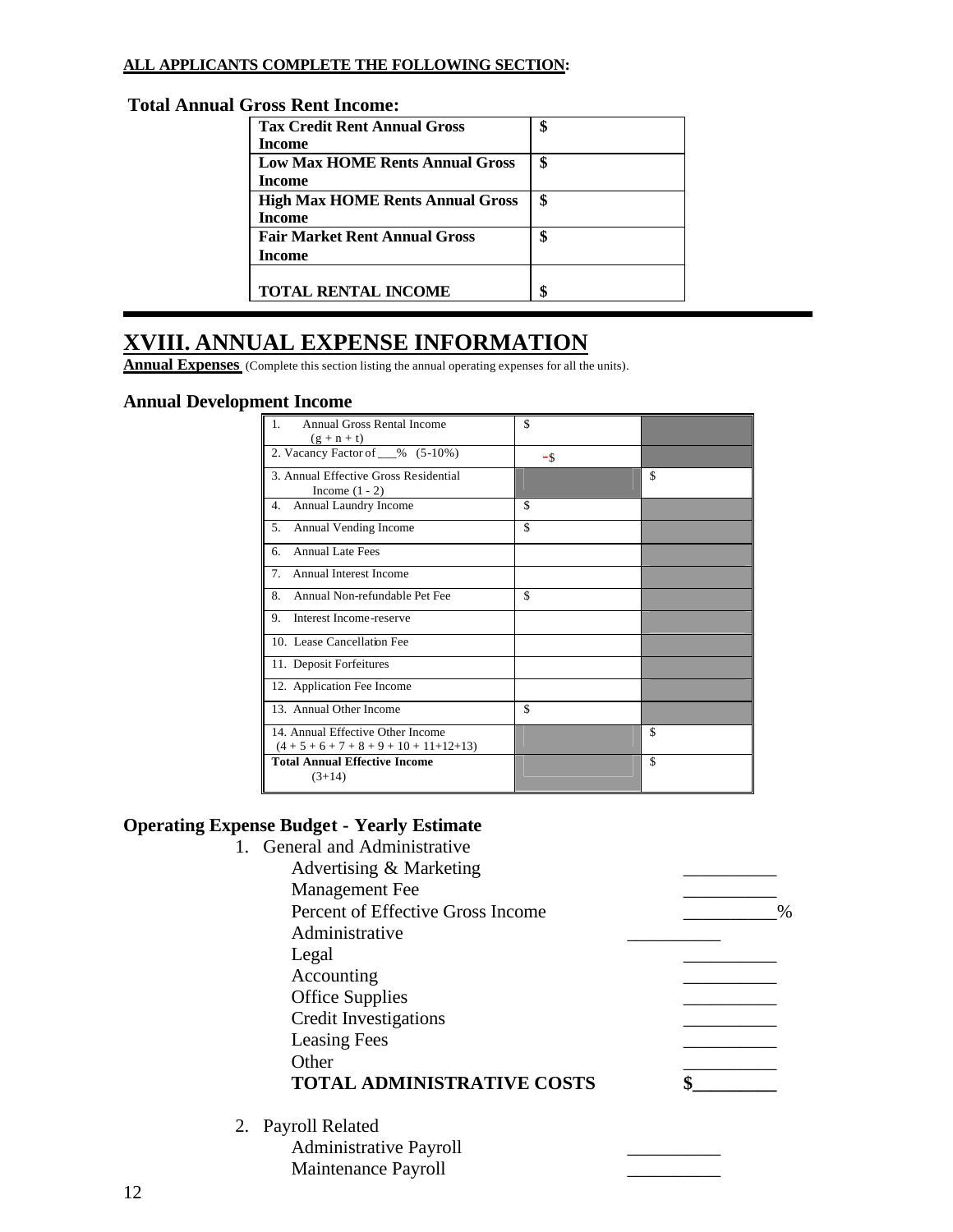**ALL APPLICANTS COMPLETE THE FOLLOWING SECTION:**

**Total Annual Gross Rent Income:**

| | |
|---|---|
| **Tax Credit Rent Annual Gross Income** | **$** |
| **Low Max HOME Rents Annual Gross Income** | **$** |
| **High Max HOME Rents Annual Gross Income** | **$** |
| **Fair Market Rent Annual Gross Income** | **$** |
| **TOTAL RENTAL INCOME** | **$** |

# XVIII. ANNUAL EXPENSE INFORMATION

**Annual Expenses** (Complete this section listing the annual operating expenses for all the units).

**Annual Development Income**

| | | |
|---|---|---|
| 1. Annual Gross Rental Income (g + n + t) | $ | |
| 2. Vacancy Factor of ___% (5-10%) | -$ | |
| 3. Annual Effective Gross Residential Income (1 - 2) | | $ |
| 4. Annual Laundry Income | $ | |
| 5. Annual Vending Income | $ | |
| 6. Annual Late Fees | | |
| 7. Annual Interest Income | | |
| 8. Annual Non-refundable Pet Fee | $ | |
| 9. Interest Income-reserve | | |
| 10. Lease Cancellation Fee | | |
| 11. Deposit Forfeitures | | |
| 12. Application Fee Income | | |
| 13. Annual Other Income | $ | |
| 14. Annual Effective Other Income (4 + 5 + 6 + 7 + 8 + 9 + 10 + 11+12+13) | | $ |
| **Total Annual Effective Income** (3+14) | | $ |

**Operating Expense Budget - Yearly Estimate**

1. General and Administrative
   - Advertising & Marketing __________
   - Management Fee __________
   - Percent of Effective Gross Income __________%
   - Administrative __________
   - Legal __________
   - Accounting __________
   - Office Supplies __________
   - Credit Investigations __________
   - Leasing Fees __________
   - Other __________
   - **TOTAL ADMINISTRATIVE COSTS $__________**

2. Payroll Related
   - Administrative Payroll __________
   - Maintenance Payroll __________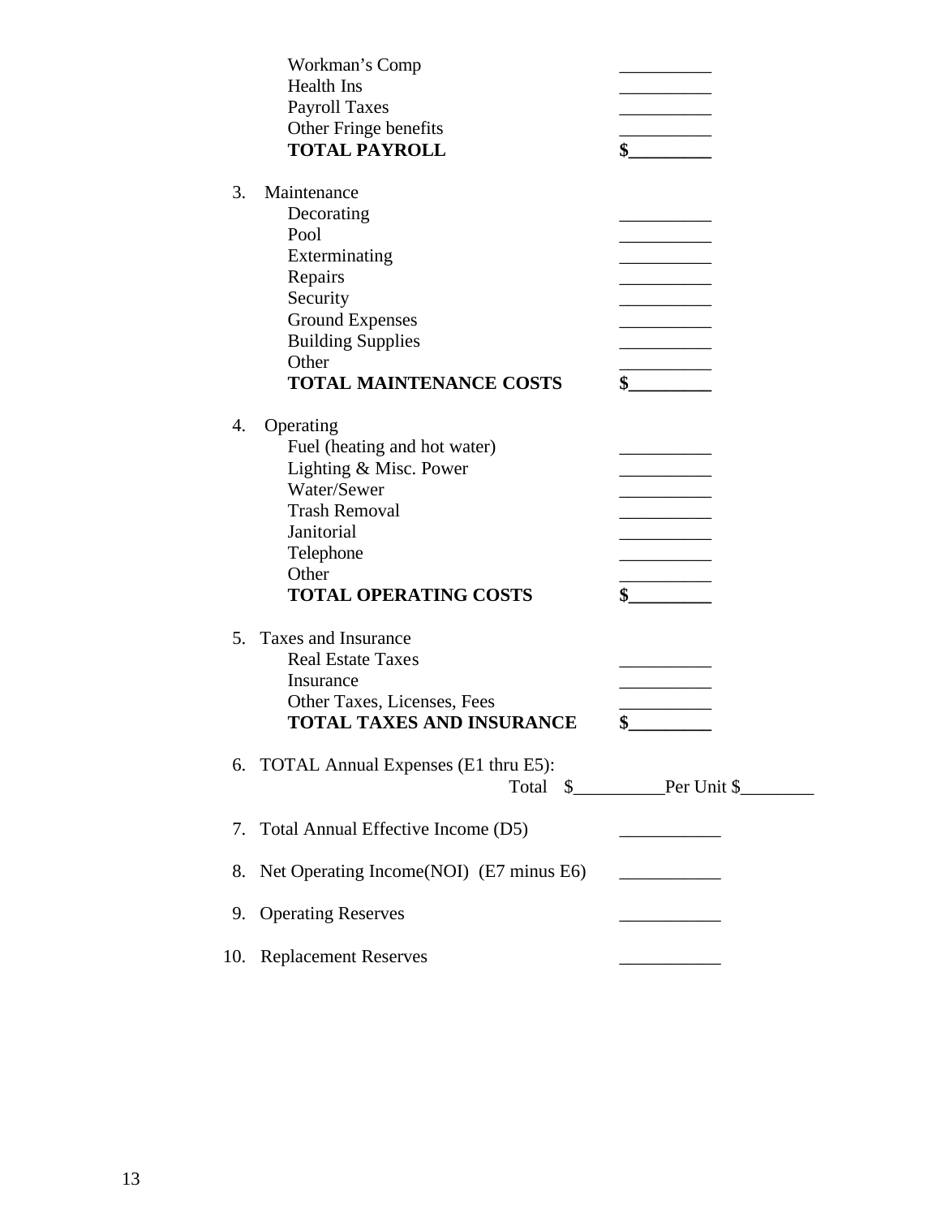| | |
|---|---|
| Workman's Comp | __________ |
| Health Ins | __________ |
| Payroll Taxes | __________ |
| Other Fringe benefits | __________ |
| **TOTAL PAYROLL** | **$_________** |

3. Maintenance

| | |
|---|---|
| Decorating | __________ |
| Pool | __________ |
| Exterminating | __________ |
| Repairs | __________ |
| Security | __________ |
| Ground Expenses | __________ |
| Building Supplies | __________ |
| Other | __________ |
| **TOTAL MAINTENANCE COSTS** | **$_________** |

4. Operating

| | |
|---|---|
| Fuel (heating and hot water) | __________ |
| Lighting & Misc. Power | __________ |
| Water/Sewer | __________ |
| Trash Removal | __________ |
| Janitorial | __________ |
| Telephone | __________ |
| Other | __________ |
| **TOTAL OPERATING COSTS** | **$_________** |

5. Taxes and Insurance

| | |
|---|---|
| Real Estate Taxes | __________ |
| Insurance | __________ |
| Other Taxes, Licenses, Fees | __________ |
| **TOTAL TAXES AND INSURANCE** | **$_________** |

6. TOTAL Annual Expenses (E1 thru E5):
   Total $__________Per Unit $________

7. Total Annual Effective Income (D5) ___________

8. Net Operating Income(NOI) (E7 minus E6) ___________

9. Operating Reserves ___________

10. Replacement Reserves ___________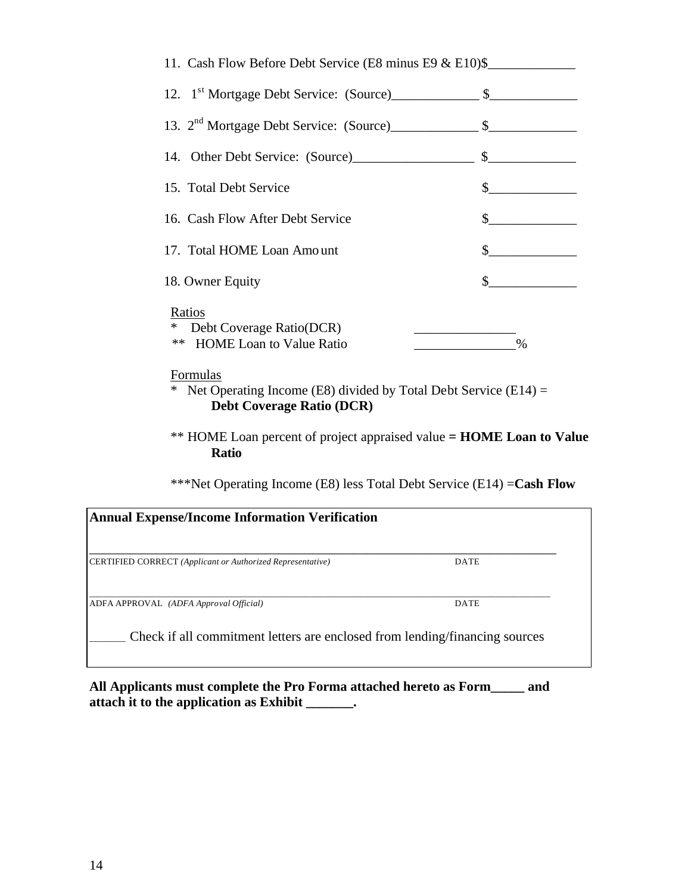11. Cash Flow Before Debt Service (E8 minus E9 & E10)$_____________

12. 1st Mortgage Debt Service: (Source)_____________ $_____________

13. 2nd Mortgage Debt Service: (Source)_____________ $_____________

14. Other Debt Service: (Source)__________________ $_____________

15. Total Debt Service $_____________

16. Cash Flow After Debt Service $_____________

17. Total HOME Loan Amount $_____________

18. Owner Equity $_____________

Ratios

\* Debt Coverage Ratio(DCR) _______________

\*\* HOME Loan to Value Ratio _______________%

Formulas

\* Net Operating Income (E8) divided by Total Debt Service (E14) = **Debt Coverage Ratio (DCR)**

\*\* HOME Loan percent of project appraised value **= HOME Loan to Value Ratio**

\*\*\*Net Operating Income (E8) less Total Debt Service (E14) =**Cash Flow**

**Annual Expense/Income Information Verification**

_______________________________________________________________

CERTIFIED CORRECT *(Applicant or Authorized Representative)* DATE

_______________________________________________________________

ADFA APPROVAL *(ADFA Approval Official)* DATE

______ Check if all commitment letters are enclosed from lending/financing sources

**All Applicants must complete the Pro Forma attached hereto as Form_____ and attach it to the application as Exhibit _______.**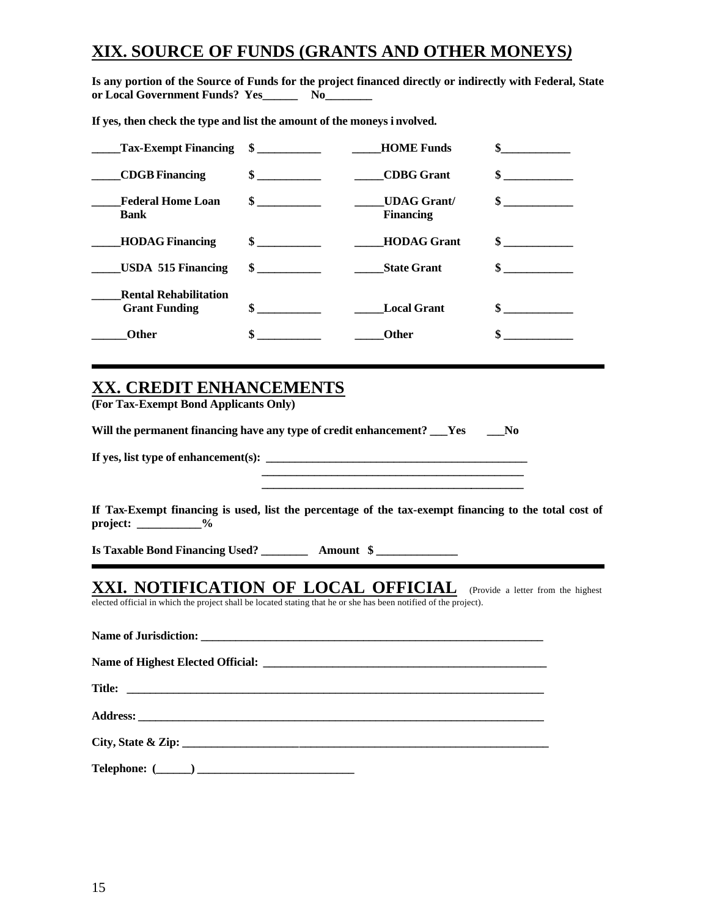## XIX. SOURCE OF FUNDS (GRANTS AND OTHER MONEYS)

**Is any portion of the Source of Funds for the project financed directly or indirectly with Federal, State or Local Government Funds? Yes______ No________**

**If yes, then check the type and list the amount of the moneys i nvolved.**

| | | | |
|---|---|---|---|
| _____Tax-Exempt Financing | $ ___________ | _____HOME Funds | $____________ |
| _____CDGB Financing | $ ___________ | _____CDBG Grant | $ ____________ |
| _____Federal Home Loan Bank | $ ___________ | _____UDAG Grant/ Financing | $ ____________ |
| _____HODAG Financing | $ ___________ | _____HODAG Grant | $ ____________ |
| _____USDA 515 Financing | $ ___________ | _____State Grant | $ ____________ |
| _____Rental Rehabilitation Grant Funding | $ ___________ | _____Local Grant | $ ____________ |
| ______Other | $ ___________ | _____Other | $ ____________ |

## XX. CREDIT ENHANCEMENTS

**(For Tax-Exempt Bond Applicants Only)**

**Will the permanent financing have any type of credit enhancement? ___Yes ___No**

**If yes, list type of enhancement(s): _______________________________________________**
**_______________________________________________**
**_______________________________________________**

**If Tax-Exempt financing is used, list the percentage of the tax-exempt financing to the total cost of project: ___________%**

**Is Taxable Bond Financing Used? ________ Amount $ ______________**

## XXI. NOTIFICATION OF LOCAL OFFICIAL

(Provide a letter from the highest elected official in which the project shall be located stating that he or she has been notified of the project).

**Name of Jurisdiction: _____________________________________________________________**

**Name of Highest Elected Official: ____________________________________________________**

**Title: ___________________________________________________________________________**

**Address: ________________________________________________________________________**

**City, State & Zip: ___________________________________________________________________**

**Telephone: (______) ___________________________**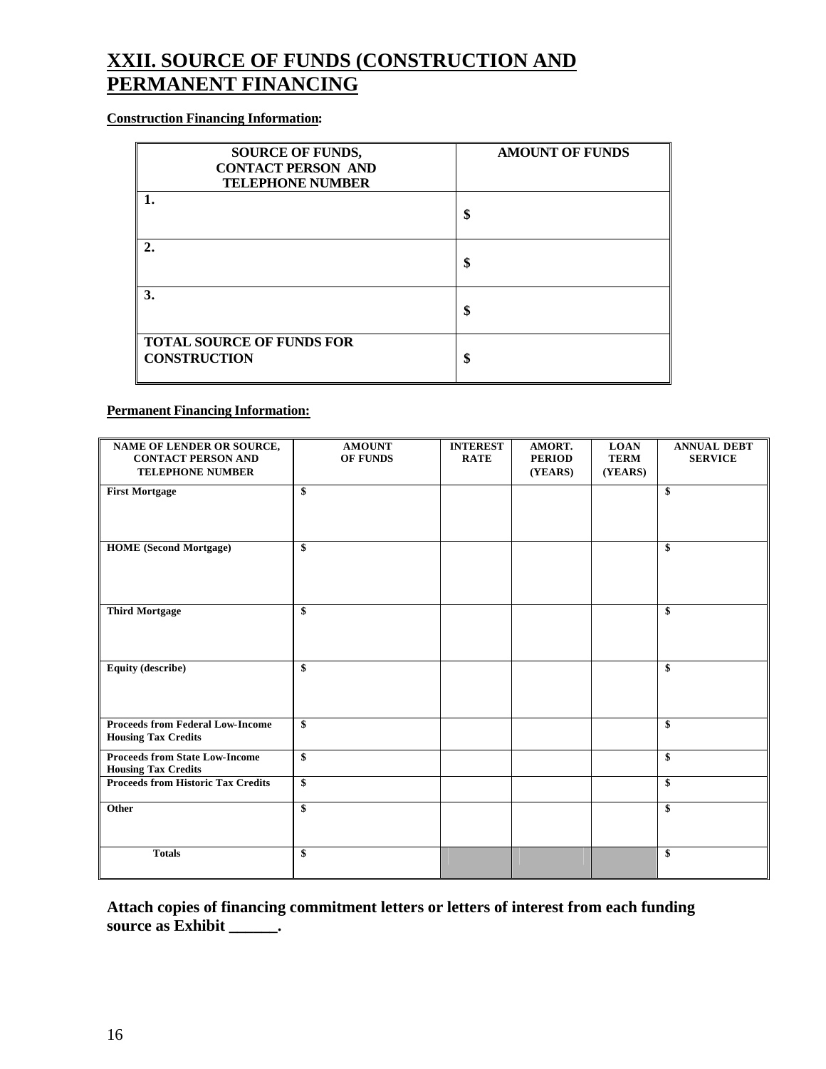# XXII. SOURCE OF FUNDS (CONSTRUCTION AND PERMANENT FINANCING

**Construction Financing Information:**

| SOURCE OF FUNDS, CONTACT PERSON AND TELEPHONE NUMBER | AMOUNT OF FUNDS |
|---|---|
| 1. | $ |
| 2. | $ |
| 3. | $ |
| **TOTAL SOURCE OF FUNDS FOR CONSTRUCTION** | $ |

**Permanent Financing Information:**

| NAME OF LENDER OR SOURCE, CONTACT PERSON AND TELEPHONE NUMBER | AMOUNT OF FUNDS | INTEREST RATE | AMORT. PERIOD (YEARS) | LOAN TERM (YEARS) | ANNUAL DEBT SERVICE |
|---|---|---|---|---|---|
| First Mortgage | $ | | | | $ |
| HOME (Second Mortgage) | $ | | | | $ |
| Third Mortgage | $ | | | | $ |
| Equity (describe) | $ | | | | $ |
| Proceeds from Federal Low-Income Housing Tax Credits | $ | | | | $ |
| Proceeds from State Low-Income Housing Tax Credits | $ | | | | $ |
| Proceeds from Historic Tax Credits | $ | | | | $ |
| Other | $ | | | | $ |
| Totals | $ | | | | $ |

**Attach copies of financing commitment letters or letters of interest from each funding source as Exhibit ______.**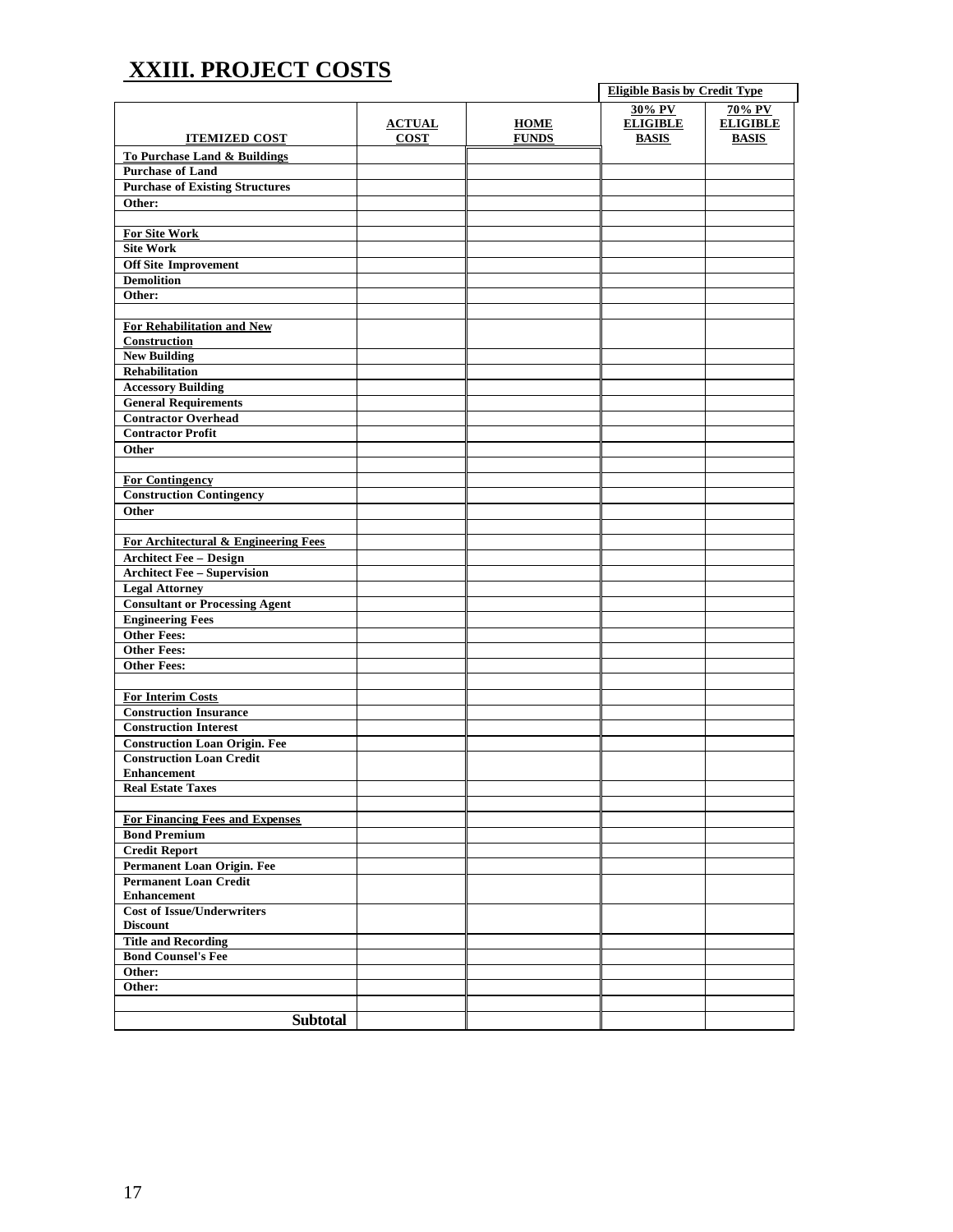# XXIII. PROJECT COSTS

| ITEMIZED COST | ACTUAL COST | HOME FUNDS | Eligible Basis by Credit Type 30% PV ELIGIBLE BASIS | 70% PV ELIGIBLE BASIS |
|---|---|---|---|---|
| **To Purchase Land & Buildings** | | | | |
| **Purchase of Land** | | | | |
| **Purchase of Existing Structures** | | | | |
| **Other:** | | | | |
| | | | | |
| **For Site Work** | | | | |
| **Site Work** | | | | |
| **Off Site Improvement** | | | | |
| **Demolition** | | | | |
| **Other:** | | | | |
| | | | | |
| **For Rehabilitation and New Construction** | | | | |
| **New Building** | | | | |
| **Rehabilitation** | | | | |
| **Accessory Building** | | | | |
| **General Requirements** | | | | |
| **Contractor Overhead** | | | | |
| **Contractor Profit** | | | | |
| **Other** | | | | |
| | | | | |
| **For Contingency** | | | | |
| **Construction Contingency** | | | | |
| **Other** | | | | |
| | | | | |
| **For Architectural & Engineering Fees** | | | | |
| **Architect Fee – Design** | | | | |
| **Architect Fee – Supervision** | | | | |
| **Legal Attorney** | | | | |
| **Consultant or Processing Agent** | | | | |
| **Engineering Fees** | | | | |
| **Other Fees:** | | | | |
| **Other Fees:** | | | | |
| **Other Fees:** | | | | |
| | | | | |
| **For Interim Costs** | | | | |
| **Construction Insurance** | | | | |
| **Construction Interest** | | | | |
| **Construction Loan Origin. Fee** | | | | |
| **Construction Loan Credit Enhancement** | | | | |
| **Real Estate Taxes** | | | | |
| | | | | |
| **For Financing Fees and Expenses** | | | | |
| **Bond Premium** | | | | |
| **Credit Report** | | | | |
| **Permanent Loan Origin. Fee** | | | | |
| **Permanent Loan Credit Enhancement** | | | | |
| **Cost of Issue/Underwriters Discount** | | | | |
| **Title and Recording** | | | | |
| **Bond Counsel's Fee** | | | | |
| **Other:** | | | | |
| **Other:** | | | | |
| | | | | |
| **Subtotal** | | | | |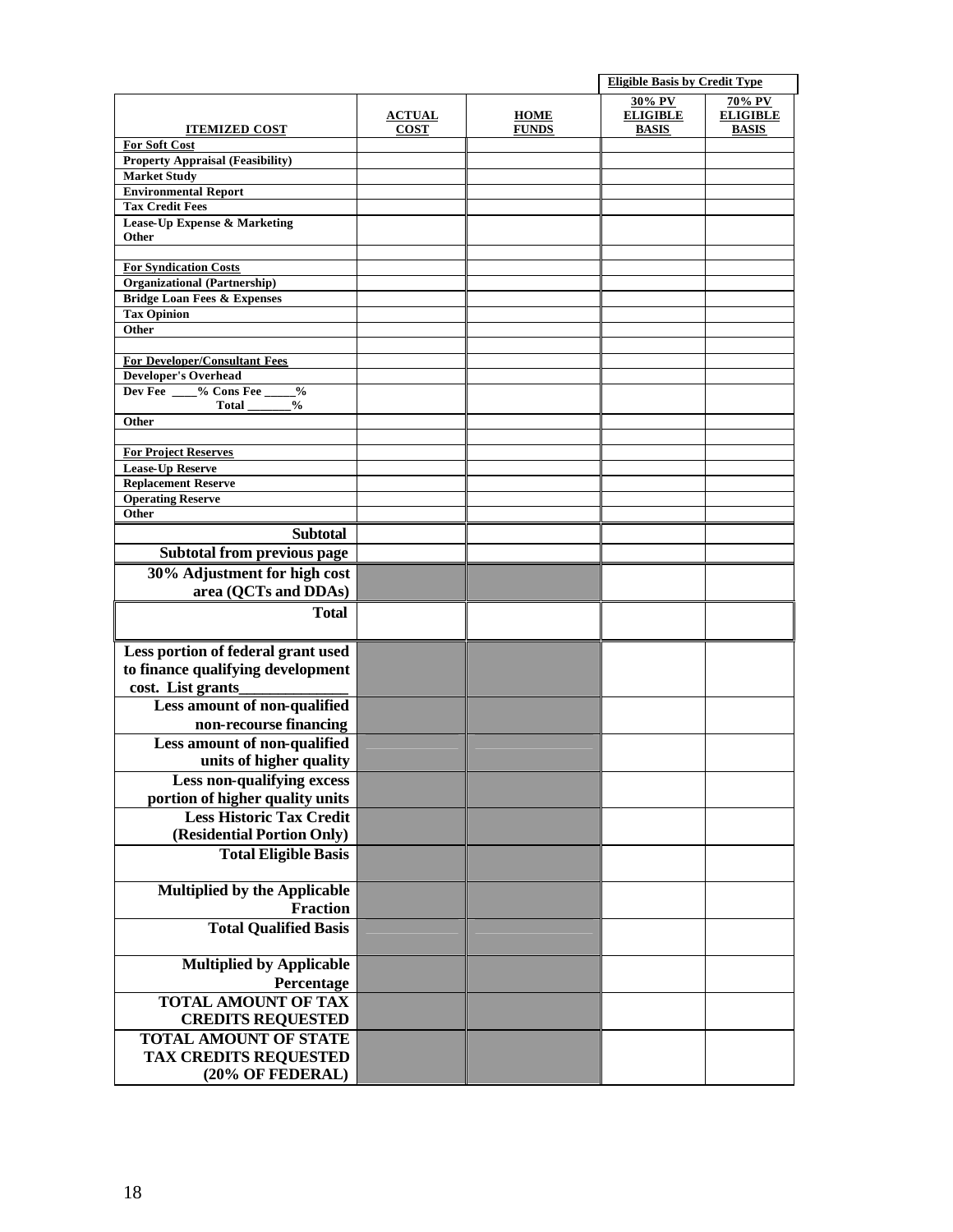| ITEMIZED COST | ACTUAL COST | HOME FUNDS | Eligible Basis by Credit Type 30% PV ELIGIBLE BASIS | 70% PV ELIGIBLE BASIS |
|---|---|---|---|---|
| **For Soft Cost** | | | | |
| Property Appraisal (Feasibility) | | | | |
| Market Study | | | | |
| Environmental Report | | | | |
| Tax Credit Fees | | | | |
| Lease-Up Expense & Marketing Other | | | | |
| | | | | |
| **For Syndication Costs** | | | | |
| Organizational (Partnership) | | | | |
| Bridge Loan Fees & Expenses | | | | |
| Tax Opinion | | | | |
| Other | | | | |
| | | | | |
| **For Developer/Consultant Fees** | | | | |
| Developer's Overhead | | | | |
| Dev Fee ____% Cons Fee _____% Total _______% | | | | |
| Other | | | | |
| | | | | |
| **For Project Reserves** | | | | |
| Lease-Up Reserve | | | | |
| Replacement Reserve | | | | |
| Operating Reserve | | | | |
| Other | | | | |
| **Subtotal** | | | | |
| **Subtotal from previous page** | | | | |
| **30% Adjustment for high cost area (QCTs and DDAs)** | | | | |
| **Total** | | | | |
| **Less portion of federal grant used to finance qualifying development cost. List grants______________** | | | | |
| **Less amount of non-qualified non-recourse financing** | | | | |
| **Less amount of non-qualified units of higher quality** | | | | |
| **Less non-qualifying excess portion of higher quality units** | | | | |
| **Less Historic Tax Credit (Residential Portion Only)** | | | | |
| **Total Eligible Basis** | | | | |
| **Multiplied by the Applicable Fraction** | | | | |
| **Total Qualified Basis** | | | | |
| **Multiplied by Applicable Percentage** | | | | |
| **TOTAL AMOUNT OF TAX CREDITS REQUESTED** | | | | |
| **TOTAL AMOUNT OF STATE TAX CREDITS REQUESTED (20% OF FEDERAL)** | | | | |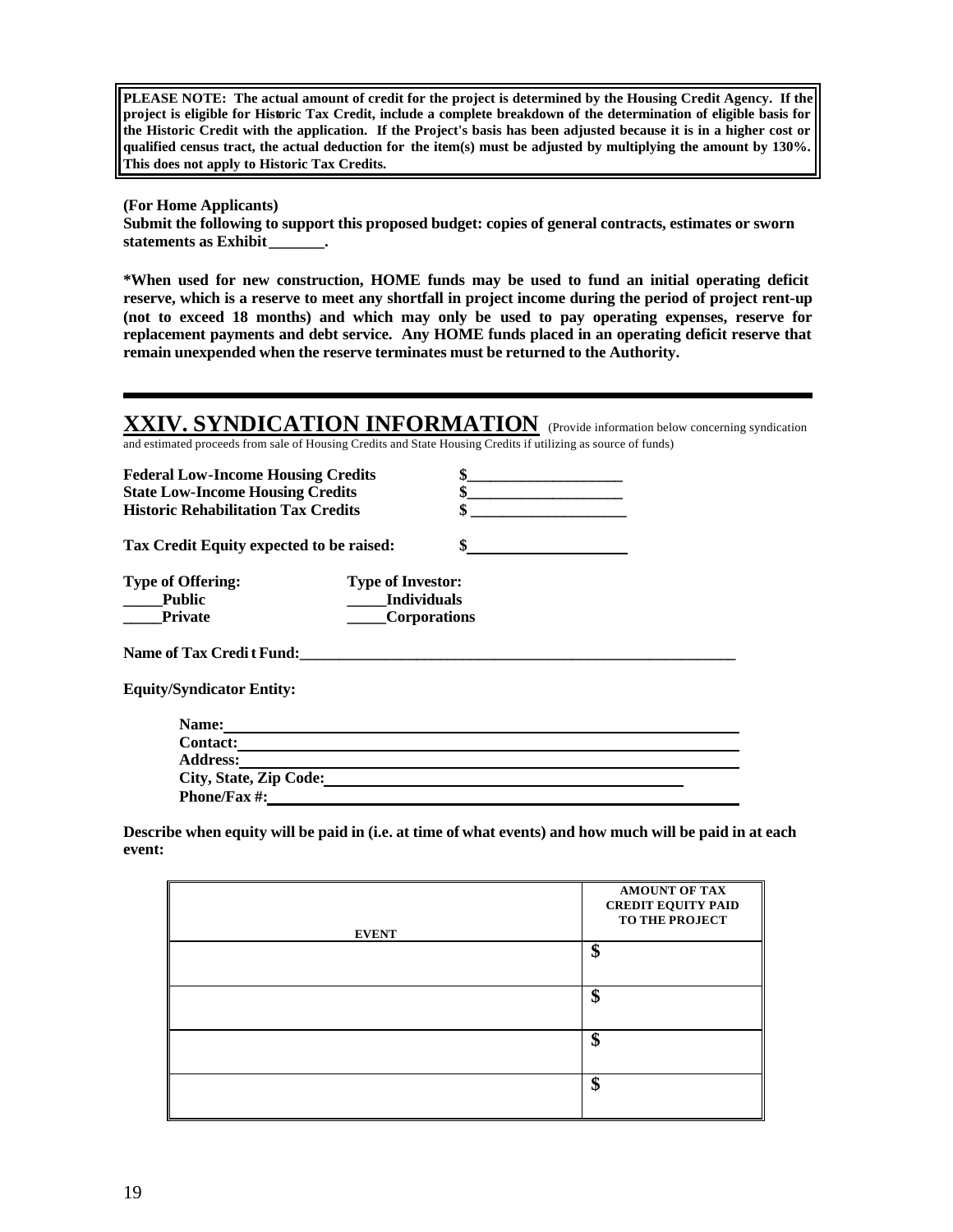**PLEASE NOTE: The actual amount of credit for the project is determined by the Housing Credit Agency. If the project is eligible for Historic Tax Credit, include a complete breakdown of the determination of eligible basis for the Historic Credit with the application. If the Project's basis has been adjusted because it is in a higher cost or qualified census tract, the actual deduction for the item(s) must be adjusted by multiplying the amount by 130%. This does not apply to Historic Tax Credits.**

**(For Home Applicants)**
**Submit the following to support this proposed budget: copies of general contracts, estimates or sworn statements as Exhibit_______.**

**\*When used for new construction, HOME funds may be used to fund an initial operating deficit reserve, which is a reserve to meet any shortfall in project income during the period of project rent-up (not to exceed 18 months) and which may only be used to pay operating expenses, reserve for replacement payments and debt service. Any HOME funds placed in an operating deficit reserve that remain unexpended when the reserve terminates must be returned to the Authority.**

## XXIV. SYNDICATION INFORMATION

(Provide information below concerning syndication and estimated proceeds from sale of Housing Credits and State Housing Credits if utilizing as source of funds)

**Federal Low-Income Housing Credits** $____________________
**State Low-Income Housing Credits** $____________________
**Historic Rehabilitation Tax Credits** $ ____________________

**Tax Credit Equity expected to be raised:** $____________________

**Type of Offering:**
_____**Public**
_____**Private**

**Type of Investor:**
_____**Individuals**
_____**Corporations**

**Name of Tax Credit Fund:**____________________________________________________________

**Equity/Syndicator Entity:**

**Name:**____________________________________________________________
**Contact:**____________________________________________________________
**Address:**____________________________________________________________
**City, State, Zip Code:**____________________________________________
**Phone/Fax #:**____________________________________________________________

**Describe when equity will be paid in (i.e. at time of what events) and how much will be paid in at each event:**

| EVENT | AMOUNT OF TAX CREDIT EQUITY PAID TO THE PROJECT |
|---|---|
| | $ |
| | $ |
| | $ |
| | $ |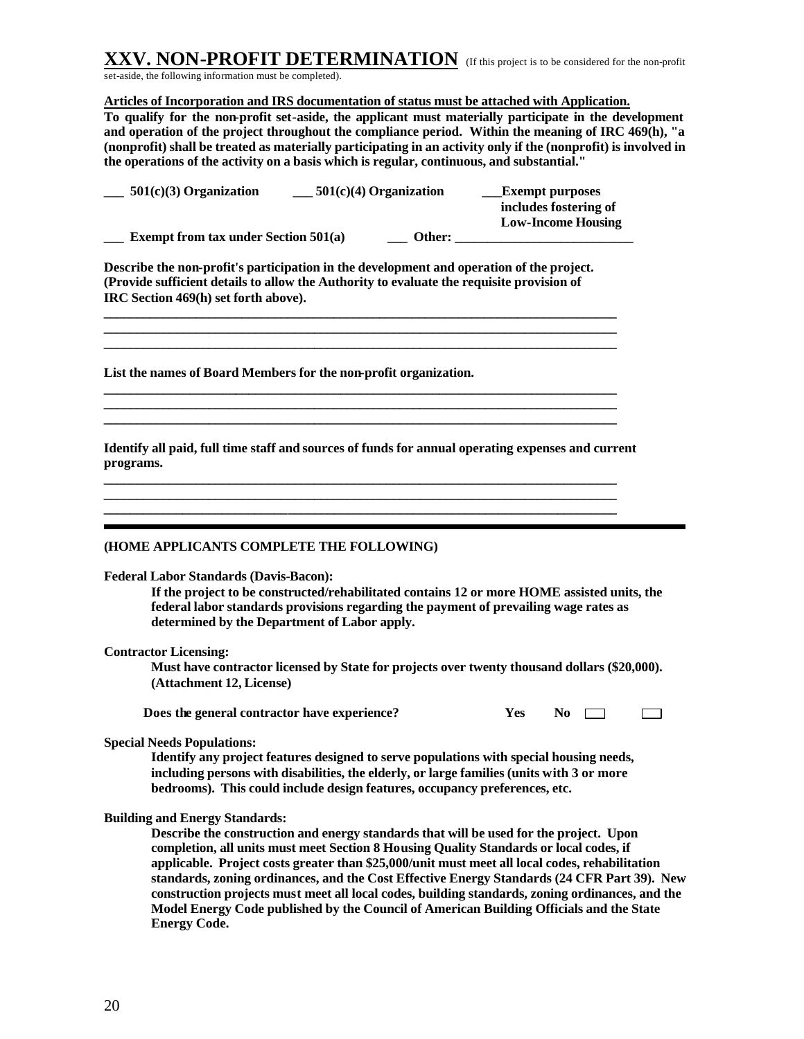# XXV. NON-PROFIT DETERMINATION

(If this project is to be considered for the non-profit set-aside, the following information must be completed).

**Articles of Incorporation and IRS documentation of status must be attached with Application.**

**To qualify for the non-profit set-aside, the applicant must materially participate in the development and operation of the project throughout the compliance period. Within the meaning of IRC 469(h), "a (nonprofit) shall be treated as materially participating in an activity only if the (nonprofit) is involved in the operations of the activity on a basis which is regular, continuous, and substantial."**

**___ 501(c)(3) Organization** **___ 501(c)(4) Organization** **___Exempt purposes includes fostering of Low-Income Housing**

**___ Exempt from tax under Section 501(a)** **___ Other: ___________________________**

**Describe the non-profit's participation in the development and operation of the project. (Provide sufficient details to allow the Authority to evaluate the requisite provision of IRC Section 469(h) set forth above).**

_______________________________________________________________________________
_______________________________________________________________________________
_______________________________________________________________________________

**List the names of Board Members for the non-profit organization.**

_______________________________________________________________________________
_______________________________________________________________________________
_______________________________________________________________________________

**Identify all paid, full time staff and sources of funds for annual operating expenses and current programs.**

_______________________________________________________________________________
_______________________________________________________________________________
_______________________________________________________________________________

---

**(HOME APPLICANTS COMPLETE THE FOLLOWING)**

**Federal Labor Standards (Davis-Bacon):**

**If the project to be constructed/rehabilitated contains 12 or more HOME assisted units, the federal labor standards provisions regarding the payment of prevailing wage rates as determined by the Department of Labor apply.**

**Contractor Licensing:**

**Must have contractor licensed by State for projects over twenty thousand dollars ($20,000). (Attachment 12, License)**

**Does the general contractor have experience?** **Yes** **No** ☐ ☐

**Special Needs Populations:**

**Identify any project features designed to serve populations with special housing needs, including persons with disabilities, the elderly, or large families (units with 3 or more bedrooms). This could include design features, occupancy preferences, etc.**

**Building and Energy Standards:**

**Describe the construction and energy standards that will be used for the project. Upon completion, all units must meet Section 8 Housing Quality Standards or local codes, if applicable. Project costs greater than $25,000/unit must meet all local codes, rehabilitation standards, zoning ordinances, and the Cost Effective Energy Standards (24 CFR Part 39). New construction projects must meet all local codes, building standards, zoning ordinances, and the Model Energy Code published by the Council of American Building Officials and the State Energy Code.**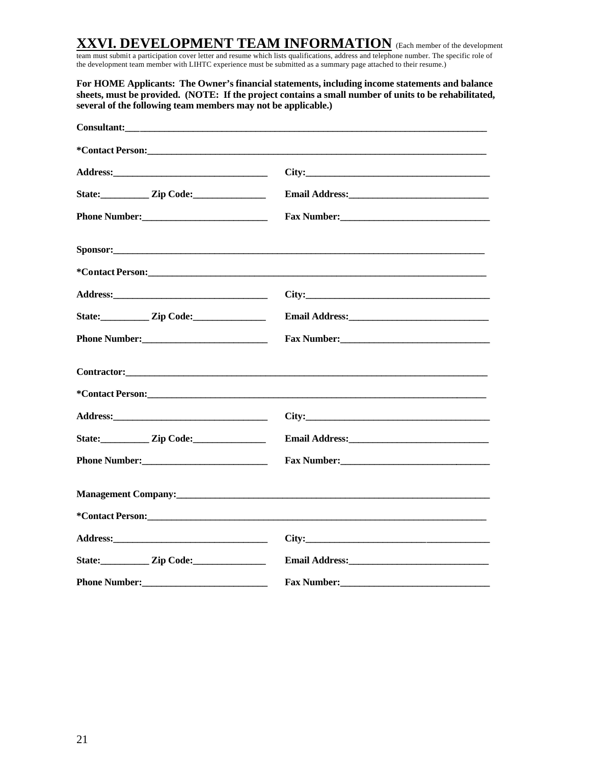## XXVI. DEVELOPMENT TEAM INFORMATION

(Each member of the development team must submit a participation cover letter and resume which lists qualifications, address and telephone number. The specific role of the development team member with LIHTC experience must be submitted as a summary page attached to their resume.)

**For HOME Applicants: The Owner's financial statements, including income statements and balance sheets, must be provided. (NOTE: If the project contains a small number of units to be rehabilitated, several of the following team members may not be applicable.)**

**Consultant:**\_\_\_\_\_\_\_\_\_\_\_\_\_\_\_\_\_\_\_\_\_\_\_\_\_\_\_\_\_\_\_\_\_\_\_\_\_\_\_\_\_\_\_\_\_\_\_\_

**\*Contact Person:**\_\_\_\_\_\_\_\_\_\_\_\_\_\_\_\_\_\_\_\_\_\_\_\_\_\_\_\_\_\_\_\_\_\_\_\_\_\_\_\_\_\_\_\_

**Address:**\_\_\_\_\_\_\_\_\_\_\_\_\_\_\_\_\_\_\_\_\_\_\_\_ **City:**\_\_\_\_\_\_\_\_\_\_\_\_\_\_\_\_\_\_\_\_\_\_\_\_

**State:**\_\_\_\_\_\_\_\_ **Zip Code:**\_\_\_\_\_\_\_\_\_\_\_\_ **Email Address:**\_\_\_\_\_\_\_\_\_\_\_\_\_\_\_\_\_\_\_\_

**Phone Number:**\_\_\_\_\_\_\_\_\_\_\_\_\_\_\_\_\_\_\_\_ **Fax Number:**\_\_\_\_\_\_\_\_\_\_\_\_\_\_\_\_\_\_\_\_\_\_

**Sponsor:**\_\_\_\_\_\_\_\_\_\_\_\_\_\_\_\_\_\_\_\_\_\_\_\_\_\_\_\_\_\_\_\_\_\_\_\_\_\_\_\_\_\_\_\_\_\_\_\_\_\_

**\*Contact Person:**\_\_\_\_\_\_\_\_\_\_\_\_\_\_\_\_\_\_\_\_\_\_\_\_\_\_\_\_\_\_\_\_\_\_\_\_\_\_\_\_\_\_\_\_

**Address:**\_\_\_\_\_\_\_\_\_\_\_\_\_\_\_\_\_\_\_\_\_\_\_\_ **City:**\_\_\_\_\_\_\_\_\_\_\_\_\_\_\_\_\_\_\_\_\_\_\_\_

**State:**\_\_\_\_\_\_\_\_ **Zip Code:**\_\_\_\_\_\_\_\_\_\_\_\_ **Email Address:**\_\_\_\_\_\_\_\_\_\_\_\_\_\_\_\_\_\_\_\_

**Phone Number:**\_\_\_\_\_\_\_\_\_\_\_\_\_\_\_\_\_\_\_\_ **Fax Number:**\_\_\_\_\_\_\_\_\_\_\_\_\_\_\_\_\_\_\_\_\_\_

**Contractor:**\_\_\_\_\_\_\_\_\_\_\_\_\_\_\_\_\_\_\_\_\_\_\_\_\_\_\_\_\_\_\_\_\_\_\_\_\_\_\_\_\_\_\_\_\_\_\_\_

**\*Contact Person:**\_\_\_\_\_\_\_\_\_\_\_\_\_\_\_\_\_\_\_\_\_\_\_\_\_\_\_\_\_\_\_\_\_\_\_\_\_\_\_\_\_\_\_\_

**Address:**\_\_\_\_\_\_\_\_\_\_\_\_\_\_\_\_\_\_\_\_\_\_\_\_ **City:**\_\_\_\_\_\_\_\_\_\_\_\_\_\_\_\_\_\_\_\_\_\_\_\_

**State:**\_\_\_\_\_\_\_\_ **Zip Code:**\_\_\_\_\_\_\_\_\_\_\_\_ **Email Address:**\_\_\_\_\_\_\_\_\_\_\_\_\_\_\_\_\_\_\_\_

**Phone Number:**\_\_\_\_\_\_\_\_\_\_\_\_\_\_\_\_\_\_\_\_ **Fax Number:**\_\_\_\_\_\_\_\_\_\_\_\_\_\_\_\_\_\_\_\_\_\_

**Management Company:**\_\_\_\_\_\_\_\_\_\_\_\_\_\_\_\_\_\_\_\_\_\_\_\_\_\_\_\_\_\_\_\_\_\_\_\_\_\_\_\_

**\*Contact Person:**\_\_\_\_\_\_\_\_\_\_\_\_\_\_\_\_\_\_\_\_\_\_\_\_\_\_\_\_\_\_\_\_\_\_\_\_\_\_\_\_\_\_\_\_

**Address:**\_\_\_\_\_\_\_\_\_\_\_\_\_\_\_\_\_\_\_\_\_\_\_\_ **City:**\_\_\_\_\_\_\_\_\_\_\_\_\_\_\_\_\_\_\_\_\_\_\_\_

**State:**\_\_\_\_\_\_\_\_ **Zip Code:**\_\_\_\_\_\_\_\_\_\_\_\_ **Email Address:**\_\_\_\_\_\_\_\_\_\_\_\_\_\_\_\_\_\_\_\_

**Phone Number:**\_\_\_\_\_\_\_\_\_\_\_\_\_\_\_\_\_\_\_\_ **Fax Number:**\_\_\_\_\_\_\_\_\_\_\_\_\_\_\_\_\_\_\_\_\_\_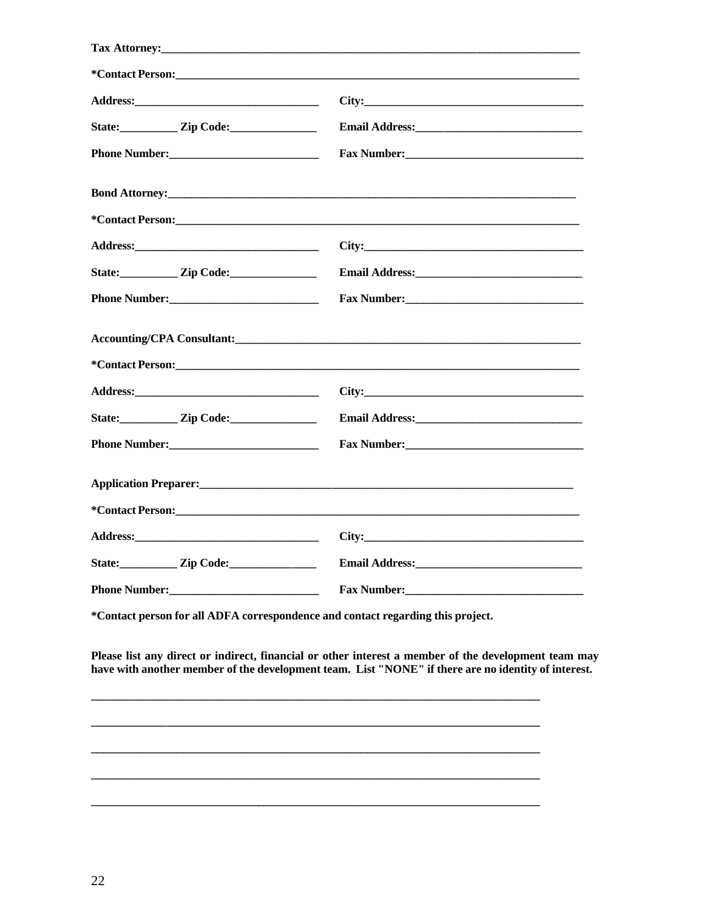**Tax Attorney:**\_\_\_\_\_\_\_\_\_\_\_\_\_\_\_\_\_\_\_\_\_\_\_\_\_\_\_\_\_\_\_\_\_\_\_\_\_\_\_\_\_\_\_\_\_\_\_\_\_\_\_\_\_\_\_\_\_\_\_\_\_\_\_\_\_\_\_\_\_\_

**\*Contact Person:**\_\_\_\_\_\_\_\_\_\_\_\_\_\_\_\_\_\_\_\_\_\_\_\_\_\_\_\_\_\_\_\_\_\_\_\_\_\_\_\_\_\_\_\_\_\_\_\_\_\_\_\_\_\_\_\_\_\_\_\_\_\_\_\_\_\_\_

**Address:**\_\_\_\_\_\_\_\_\_\_\_\_\_\_\_\_\_\_\_\_\_\_\_\_\_\_\_\_\_\_\_ **City:**\_\_\_\_\_\_\_\_\_\_\_\_\_\_\_\_\_\_\_\_\_\_\_\_\_\_\_\_\_\_\_\_\_\_\_\_\_

**State:**\_\_\_\_\_\_\_\_\_\_ **Zip Code:**\_\_\_\_\_\_\_\_\_\_\_\_\_\_\_ **Email Address:**\_\_\_\_\_\_\_\_\_\_\_\_\_\_\_\_\_\_\_\_\_\_\_\_\_\_\_\_\_

**Phone Number:**\_\_\_\_\_\_\_\_\_\_\_\_\_\_\_\_\_\_\_\_\_\_\_\_\_\_ **Fax Number:**\_\_\_\_\_\_\_\_\_\_\_\_\_\_\_\_\_\_\_\_\_\_\_\_\_\_\_\_\_\_\_

**Bond Attorney:**\_\_\_\_\_\_\_\_\_\_\_\_\_\_\_\_\_\_\_\_\_\_\_\_\_\_\_\_\_\_\_\_\_\_\_\_\_\_\_\_\_\_\_\_\_\_\_\_\_\_\_\_\_\_\_\_\_\_\_\_\_\_\_\_\_\_\_\_\_

**\*Contact Person:**\_\_\_\_\_\_\_\_\_\_\_\_\_\_\_\_\_\_\_\_\_\_\_\_\_\_\_\_\_\_\_\_\_\_\_\_\_\_\_\_\_\_\_\_\_\_\_\_\_\_\_\_\_\_\_\_\_\_\_\_\_\_\_\_\_\_\_

**Address:**\_\_\_\_\_\_\_\_\_\_\_\_\_\_\_\_\_\_\_\_\_\_\_\_\_\_\_\_\_\_\_ **City:**\_\_\_\_\_\_\_\_\_\_\_\_\_\_\_\_\_\_\_\_\_\_\_\_\_\_\_\_\_\_\_\_\_\_\_\_\_

**State:**\_\_\_\_\_\_\_\_\_\_ **Zip Code:**\_\_\_\_\_\_\_\_\_\_\_\_\_\_\_ **Email Address:**\_\_\_\_\_\_\_\_\_\_\_\_\_\_\_\_\_\_\_\_\_\_\_\_\_\_\_\_\_

**Phone Number:**\_\_\_\_\_\_\_\_\_\_\_\_\_\_\_\_\_\_\_\_\_\_\_\_\_\_ **Fax Number:**\_\_\_\_\_\_\_\_\_\_\_\_\_\_\_\_\_\_\_\_\_\_\_\_\_\_\_\_\_\_\_

**Accounting/CPA Consultant:**\_\_\_\_\_\_\_\_\_\_\_\_\_\_\_\_\_\_\_\_\_\_\_\_\_\_\_\_\_\_\_\_\_\_\_\_\_\_\_\_\_\_\_\_\_\_\_\_\_\_\_\_\_\_\_\_\_\_\_\_

**\*Contact Person:**\_\_\_\_\_\_\_\_\_\_\_\_\_\_\_\_\_\_\_\_\_\_\_\_\_\_\_\_\_\_\_\_\_\_\_\_\_\_\_\_\_\_\_\_\_\_\_\_\_\_\_\_\_\_\_\_\_\_\_\_\_\_\_\_\_\_\_

**Address:**\_\_\_\_\_\_\_\_\_\_\_\_\_\_\_\_\_\_\_\_\_\_\_\_\_\_\_\_\_\_\_ **City:**\_\_\_\_\_\_\_\_\_\_\_\_\_\_\_\_\_\_\_\_\_\_\_\_\_\_\_\_\_\_\_\_\_\_\_\_\_

**State:**\_\_\_\_\_\_\_\_\_\_ **Zip Code:**\_\_\_\_\_\_\_\_\_\_\_\_\_\_\_ **Email Address:**\_\_\_\_\_\_\_\_\_\_\_\_\_\_\_\_\_\_\_\_\_\_\_\_\_\_\_\_\_

**Phone Number:**\_\_\_\_\_\_\_\_\_\_\_\_\_\_\_\_\_\_\_\_\_\_\_\_\_\_ **Fax Number:**\_\_\_\_\_\_\_\_\_\_\_\_\_\_\_\_\_\_\_\_\_\_\_\_\_\_\_\_\_\_\_

**Application Preparer:**\_\_\_\_\_\_\_\_\_\_\_\_\_\_\_\_\_\_\_\_\_\_\_\_\_\_\_\_\_\_\_\_\_\_\_\_\_\_\_\_\_\_\_\_\_\_\_\_\_\_\_\_\_\_\_\_\_\_\_\_\_\_\_\_

**\*Contact Person:**\_\_\_\_\_\_\_\_\_\_\_\_\_\_\_\_\_\_\_\_\_\_\_\_\_\_\_\_\_\_\_\_\_\_\_\_\_\_\_\_\_\_\_\_\_\_\_\_\_\_\_\_\_\_\_\_\_\_\_\_\_\_\_\_\_\_\_

**Address:**\_\_\_\_\_\_\_\_\_\_\_\_\_\_\_\_\_\_\_\_\_\_\_\_\_\_\_\_\_\_\_ **City:**\_\_\_\_\_\_\_\_\_\_\_\_\_\_\_\_\_\_\_\_\_\_\_\_\_\_\_\_\_\_\_\_\_\_\_\_\_

**State:**\_\_\_\_\_\_\_\_\_\_ **Zip Code:**\_\_\_\_\_\_\_\_\_\_\_\_\_\_\_ **Email Address:**\_\_\_\_\_\_\_\_\_\_\_\_\_\_\_\_\_\_\_\_\_\_\_\_\_\_\_\_\_

**Phone Number:**\_\_\_\_\_\_\_\_\_\_\_\_\_\_\_\_\_\_\_\_\_\_\_\_\_\_ **Fax Number:**\_\_\_\_\_\_\_\_\_\_\_\_\_\_\_\_\_\_\_\_\_\_\_\_\_\_\_\_\_\_\_

**\*Contact person for all ADFA correspondence and contact regarding this project.**

**Please list any direct or indirect, financial or other interest a member of the development team may have with another member of the development team. List "NONE" if there are no identity of interest.**

\_\_\_\_\_\_\_\_\_\_\_\_\_\_\_\_\_\_\_\_\_\_\_\_\_\_\_\_\_\_\_\_\_\_\_\_\_\_\_\_\_\_\_\_\_\_\_\_\_\_\_\_\_\_\_\_\_\_\_\_\_\_\_\_\_\_\_\_\_\_\_\_\_\_\_\_\_\_

\_\_\_\_\_\_\_\_\_\_\_\_\_\_\_\_\_\_\_\_\_\_\_\_\_\_\_\_\_\_\_\_\_\_\_\_\_\_\_\_\_\_\_\_\_\_\_\_\_\_\_\_\_\_\_\_\_\_\_\_\_\_\_\_\_\_\_\_\_\_\_\_\_\_\_\_\_\_

\_\_\_\_\_\_\_\_\_\_\_\_\_\_\_\_\_\_\_\_\_\_\_\_\_\_\_\_\_\_\_\_\_\_\_\_\_\_\_\_\_\_\_\_\_\_\_\_\_\_\_\_\_\_\_\_\_\_\_\_\_\_\_\_\_\_\_\_\_\_\_\_\_\_\_\_\_\_

\_\_\_\_\_\_\_\_\_\_\_\_\_\_\_\_\_\_\_\_\_\_\_\_\_\_\_\_\_\_\_\_\_\_\_\_\_\_\_\_\_\_\_\_\_\_\_\_\_\_\_\_\_\_\_\_\_\_\_\_\_\_\_\_\_\_\_\_\_\_\_\_\_\_\_\_\_\_

\_\_\_\_\_\_\_\_\_\_\_\_\_\_\_\_\_\_\_\_\_\_\_\_\_\_\_\_\_\_\_\_\_\_\_\_\_\_\_\_\_\_\_\_\_\_\_\_\_\_\_\_\_\_\_\_\_\_\_\_\_\_\_\_\_\_\_\_\_\_\_\_\_\_\_\_\_\_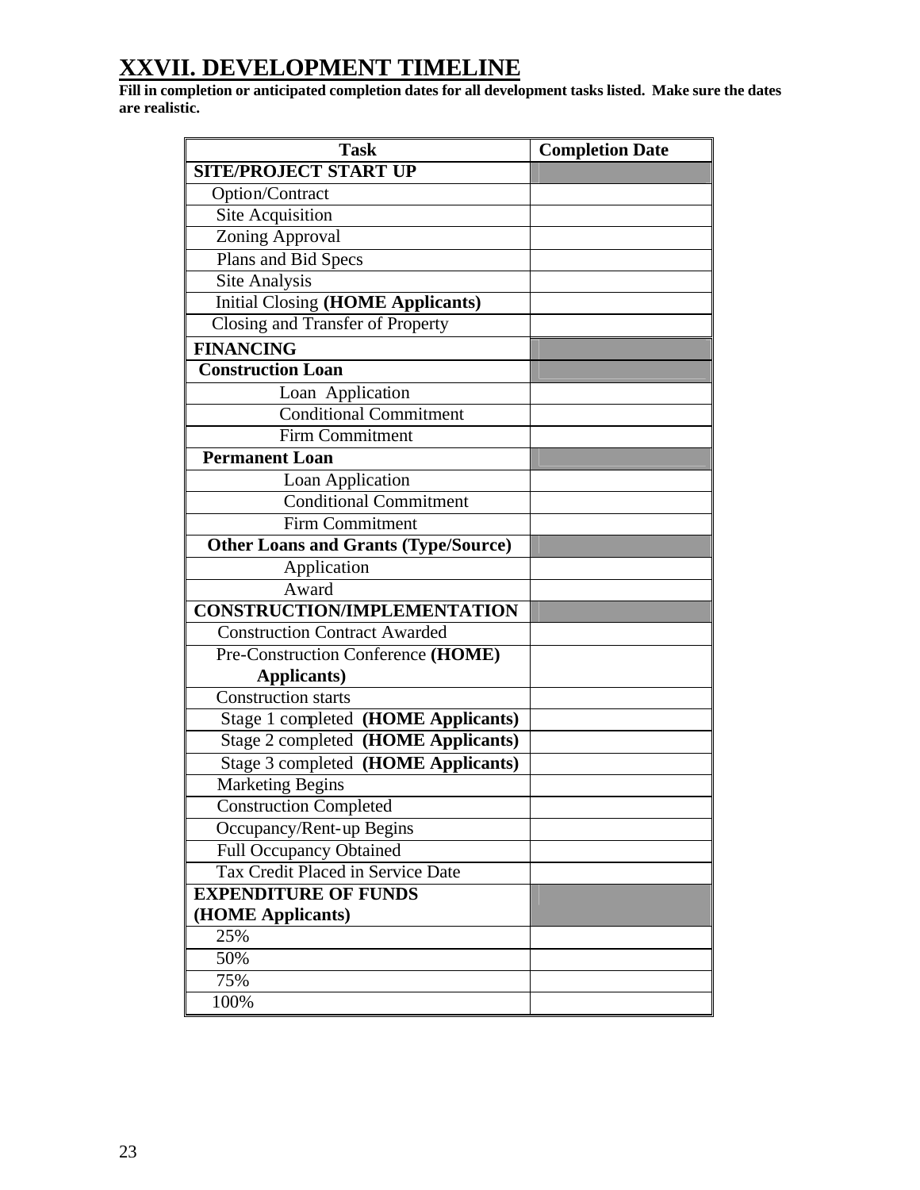# XXVII. DEVELOPMENT TIMELINE

**Fill in completion or anticipated completion dates for all development tasks listed. Make sure the dates are realistic.**

| Task | Completion Date |
|---|---|
| **SITE/PROJECT START UP** | |
| Option/Contract | |
| Site Acquisition | |
| Zoning Approval | |
| Plans and Bid Specs | |
| Site Analysis | |
| Initial Closing **(HOME Applicants)** | |
| Closing and Transfer of Property | |
| **FINANCING** | |
| **Construction Loan** | |
| Loan Application | |
| Conditional Commitment | |
| Firm Commitment | |
| **Permanent Loan** | |
| Loan Application | |
| Conditional Commitment | |
| Firm Commitment | |
| **Other Loans and Grants (Type/Source)** | |
| Application | |
| Award | |
| **CONSTRUCTION/IMPLEMENTATION** | |
| Construction Contract Awarded | |
| Pre-Construction Conference **(HOME) Applicants)** | |
| Construction starts | |
| Stage 1 completed **(HOME Applicants)** | |
| Stage 2 completed **(HOME Applicants)** | |
| Stage 3 completed **(HOME Applicants)** | |
| Marketing Begins | |
| Construction Completed | |
| Occupancy/Rent-up Begins | |
| Full Occupancy Obtained | |
| Tax Credit Placed in Service Date | |
| **EXPENDITURE OF FUNDS (HOME Applicants)** | |
| 25% | |
| 50% | |
| 75% | |
| 100% | |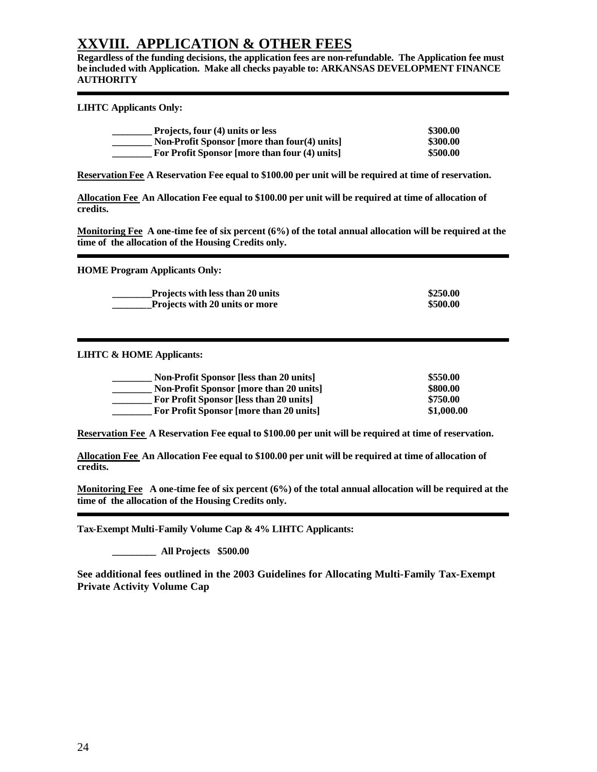# XXVIII. APPLICATION & OTHER FEES

**Regardless of the funding decisions, the application fees are non-refundable. The Application fee must be included with Application. Make all checks payable to: ARKANSAS DEVELOPMENT FINANCE AUTHORITY**

---

**LIHTC Applicants Only:**

| | |
|---|---|
| **________ Projects, four (4) units or less** | **$300.00** |
| **________ Non-Profit Sponsor [more than four(4) units]** | **$300.00** |
| **________ For Profit Sponsor [more than four (4) units]** | **$500.00** |

**<u>Reservation Fee</u> A Reservation Fee equal to $100.00 per unit will be required at time of reservation.**

**<u>Allocation Fee</u> An Allocation Fee equal to $100.00 per unit will be required at time of allocation of credits.**

**<u>Monitoring Fee</u> A one-time fee of six percent (6%) of the total annual allocation will be required at the time of the allocation of the Housing Credits only.**

---

**HOME Program Applicants Only:**

| | |
|---|---|
| **________Projects with less than 20 units** | **$250.00** |
| **________Projects with 20 units or more** | **$500.00** |

---

**LIHTC & HOME Applicants:**

| | |
|---|---|
| **________ Non-Profit Sponsor [less than 20 units]** | **$550.00** |
| **________ Non-Profit Sponsor [more than 20 units]** | **$800.00** |
| **________ For Profit Sponsor [less than 20 units]** | **$750.00** |
| **________ For Profit Sponsor [more than 20 units]** | **$1,000.00** |

**<u>Reservation Fee</u> A Reservation Fee equal to $100.00 per unit will be required at time of reservation.**

**<u>Allocation Fee</u> An Allocation Fee equal to $100.00 per unit will be required at time of allocation of credits.**

**<u>Monitoring Fee</u> A one-time fee of six percent (6%) of the total annual allocation will be required at the time of the allocation of the Housing Credits only.**

---

**Tax-Exempt Multi-Family Volume Cap & 4% LIHTC Applicants:**

**_________ All Projects $500.00**

**See additional fees outlined in the 2003 Guidelines for Allocating Multi-Family Tax-Exempt Private Activity Volume Cap**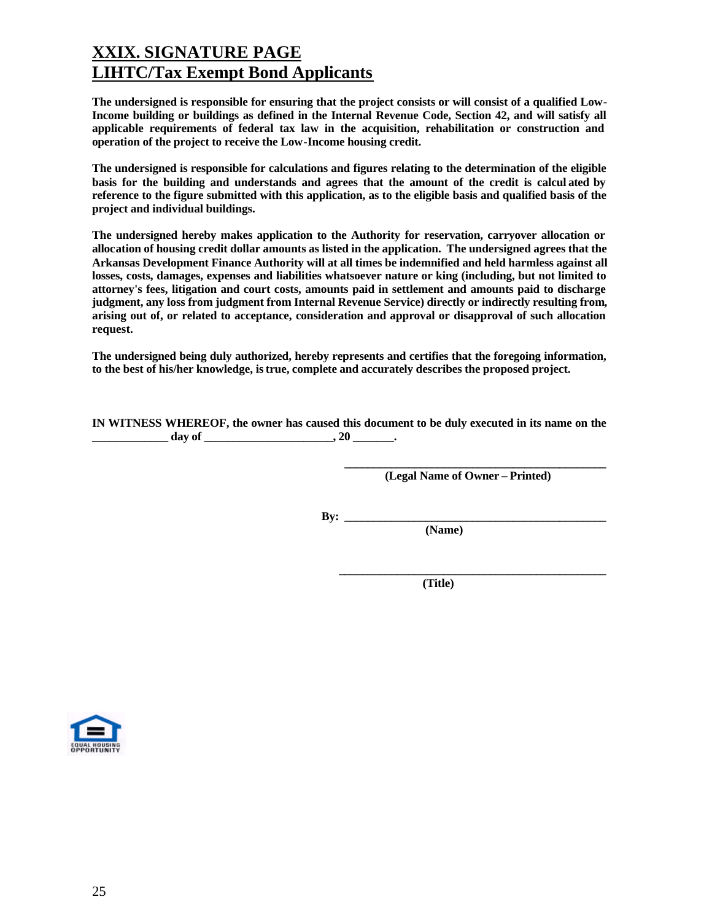# XXIX. SIGNATURE PAGE
# LIHTC/Tax Exempt Bond Applicants

**The undersigned is responsible for ensuring that the project consists or will consist of a qualified Low-Income building or buildings as defined in the Internal Revenue Code, Section 42, and will satisfy all applicable requirements of federal tax law in the acquisition, rehabilitation or construction and operation of the project to receive the Low-Income housing credit.**

**The undersigned is responsible for calculations and figures relating to the determination of the eligible basis for the building and understands and agrees that the amount of the credit is calcul ated by reference to the figure submitted with this application, as to the eligible basis and qualified basis of the project and individual buildings.**

**The undersigned hereby makes application to the Authority for reservation, carryover allocation or allocation of housing credit dollar amounts as listed in the application. The undersigned agrees that the Arkansas Development Finance Authority will at all times be indemnified and held harmless against all losses, costs, damages, expenses and liabilities whatsoever nature or king (including, but not limited to attorney's fees, litigation and court costs, amounts paid in settlement and amounts paid to discharge judgment, any loss from judgment from Internal Revenue Service) directly or indirectly resulting from, arising out of, or related to acceptance, consideration and approval or disapproval of such allocation request.**

**The undersigned being duly authorized, hereby represents and certifies that the foregoing information, to the best of his/her knowledge, is true, complete and accurately describes the proposed project.**

**IN WITNESS WHEREOF, the owner has caused this document to be duly executed in its name on the _____________ day of ______________________, 20 _______.**

**______________________________________________**
**(Legal Name of Owner – Printed)**

**By: ______________________________________________**
**(Name)**

**______________________________________________**
**(Title)**

EQUAL HOUSING OPPORTUNITY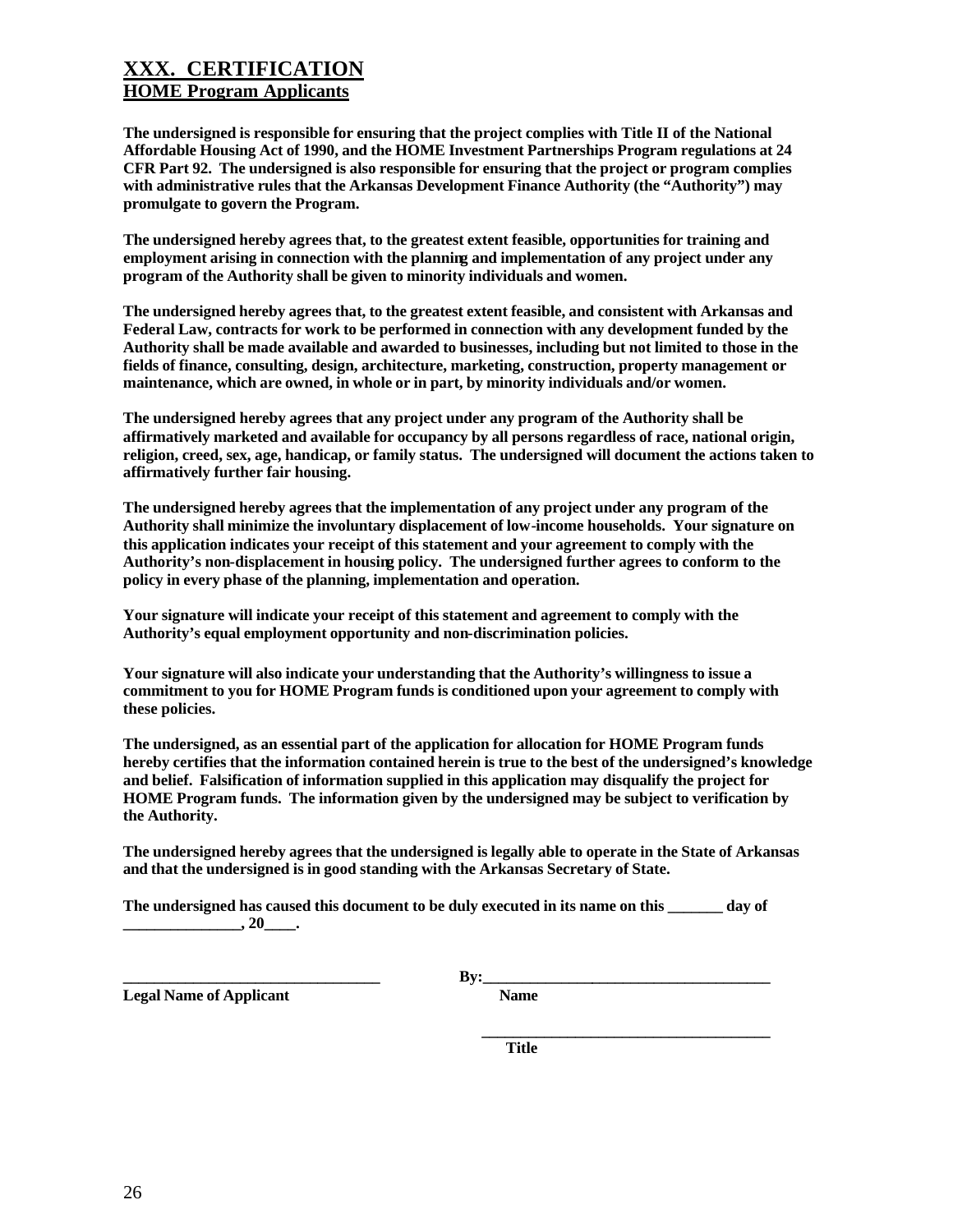## XXX. CERTIFICATION
### HOME Program Applicants

**The undersigned is responsible for ensuring that the project complies with Title II of the National Affordable Housing Act of 1990, and the HOME Investment Partnerships Program regulations at 24 CFR Part 92. The undersigned is also responsible for ensuring that the project or program complies with administrative rules that the Arkansas Development Finance Authority (the "Authority") may promulgate to govern the Program.**

**The undersigned hereby agrees that, to the greatest extent feasible, opportunities for training and employment arising in connection with the planning and implementation of any project under any program of the Authority shall be given to minority individuals and women.**

**The undersigned hereby agrees that, to the greatest extent feasible, and consistent with Arkansas and Federal Law, contracts for work to be performed in connection with any development funded by the Authority shall be made available and awarded to businesses, including but not limited to those in the fields of finance, consulting, design, architecture, marketing, construction, property management or maintenance, which are owned, in whole or in part, by minority individuals and/or women.**

**The undersigned hereby agrees that any project under any program of the Authority shall be affirmatively marketed and available for occupancy by all persons regardless of race, national origin, religion, creed, sex, age, handicap, or family status. The undersigned will document the actions taken to affirmatively further fair housing.**

**The undersigned hereby agrees that the implementation of any project under any program of the Authority shall minimize the involuntary displacement of low-income households. Your signature on this application indicates your receipt of this statement and your agreement to comply with the Authority's non-displacement in housing policy. The undersigned further agrees to conform to the policy in every phase of the planning, implementation and operation.**

**Your signature will indicate your receipt of this statement and agreement to comply with the Authority's equal employment opportunity and non-discrimination policies.**

**Your signature will also indicate your understanding that the Authority's willingness to issue a commitment to you for HOME Program funds is conditioned upon your agreement to comply with these policies.**

**The undersigned, as an essential part of the application for allocation for HOME Program funds hereby certifies that the information contained herein is true to the best of the undersigned's knowledge and belief. Falsification of information supplied in this application may disqualify the project for HOME Program funds. The information given by the undersigned may be subject to verification by the Authority.**

**The undersigned hereby agrees that the undersigned is legally able to operate in the State of Arkansas and that the undersigned is in good standing with the Arkansas Secretary of State.**

**The undersigned has caused this document to be duly executed in its name on this _______ day of _______________, 20____.**

**________________________________** **By:____________________________________**
**Legal Name of Applicant** **Name**

**____________________________________**
**Title**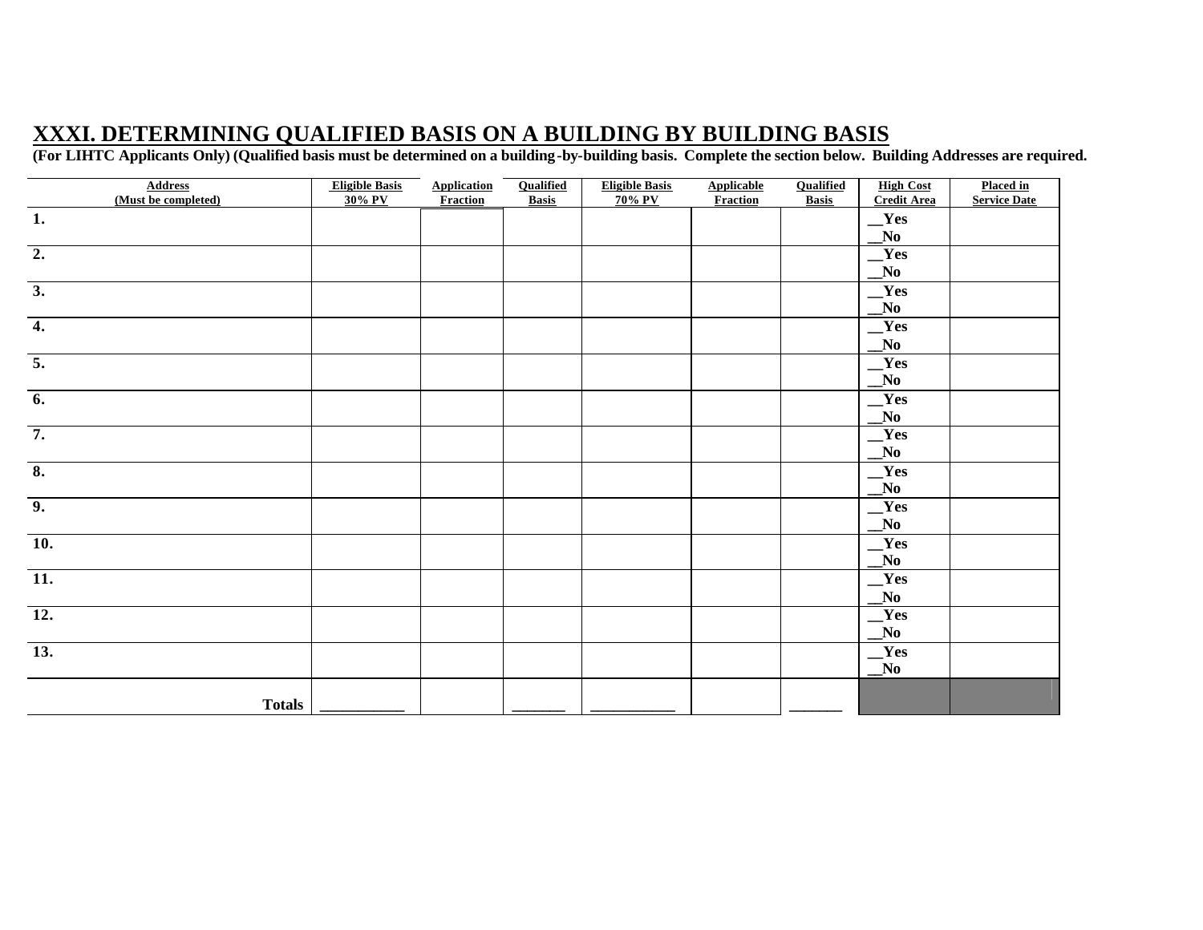## XXXI. DETERMINING QUALIFIED BASIS ON A BUILDING BY BUILDING BASIS

**(For LIHTC Applicants Only) (Qualified basis must be determined on a building-by-building basis. Complete the section below. Building Addresses are required.**

| Address (Must be completed) | Eligible Basis 30% PV | Application Fraction | Qualified Basis | Eligible Basis 70% PV | Applicable Fraction | Qualified Basis | High Cost Credit Area | Placed in Service Date |
|---|---|---|---|---|---|---|---|---|
| 1. | | | | | | | __Yes __No | |
| 2. | | | | | | | __Yes __No | |
| 3. | | | | | | | __Yes __No | |
| 4. | | | | | | | __Yes __No | |
| 5. | | | | | | | __Yes __No | |
| 6. | | | | | | | __Yes __No | |
| 7. | | | | | | | __Yes __No | |
| 8. | | | | | | | __Yes __No | |
| 9. | | | | | | | __Yes __No | |
| 10. | | | | | | | __Yes __No | |
| 11. | | | | | | | __Yes __No | |
| 12. | | | | | | | __Yes __No | |
| 13. | | | | | | | __Yes __No | |
| **Totals** | __________ | | ______ | __________ | | ______ | | |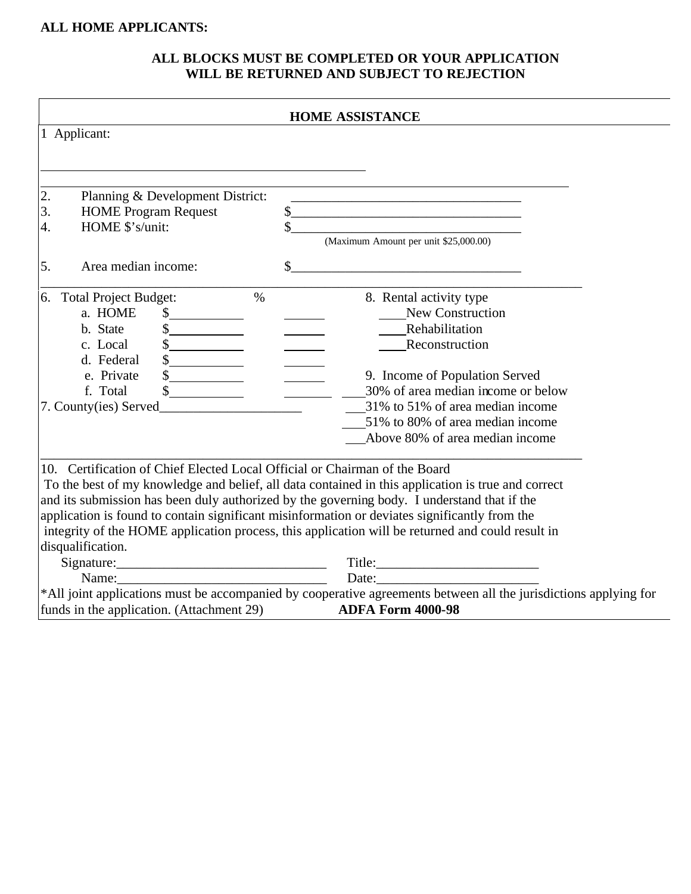**ALL HOME APPLICANTS:**

**ALL BLOCKS MUST BE COMPLETED OR YOUR APPLICATION WILL BE RETURNED AND SUBJECT TO REJECTION**

## HOME ASSISTANCE

1 Applicant:

\_\_\_\_\_\_\_\_\_\_\_\_\_\_\_\_\_\_\_\_\_\_\_\_\_\_\_\_\_\_\_\_\_\_\_\_\_\_\_\_\_\_\_\_\_\_

2. Planning & Development District: \_\_\_\_\_\_\_\_\_\_\_\_\_\_\_\_\_\_\_\_\_\_\_\_\_\_\_\_\_\_\_\_\_\_
3. HOME Program Request $\_\_\_\_\_\_\_\_\_\_\_\_\_\_\_\_\_\_\_\_\_\_\_\_\_\_\_\_\_\_\_\_\_\_
4. HOME $'s/unit: $\_\_\_\_\_\_\_\_\_\_\_\_\_\_\_\_\_\_\_\_\_\_\_\_\_\_\_\_\_\_\_\_\_\_
   (Maximum Amount per unit $25,000.00)
5. Area median income: $\_\_\_\_\_\_\_\_\_\_\_\_\_\_\_\_\_\_\_\_\_\_\_\_\_\_\_\_\_\_\_\_\_\_

6. Total Project Budget:

| | | % |
|---|---|---|
| a. HOME | $\_\_\_\_\_\_\_\_\_\_ | \_\_\_\_\_\_ |
| b. State | $\_\_\_\_\_\_\_\_\_\_ | \_\_\_\_\_\_ |
| c. Local | $\_\_\_\_\_\_\_\_\_\_ | \_\_\_\_\_\_ |
| d. Federal | $\_\_\_\_\_\_\_\_\_\_ | \_\_\_\_\_\_ |
| e. Private | $\_\_\_\_\_\_\_\_\_\_ | \_\_\_\_\_\_ |
| f. Total | $\_\_\_\_\_\_\_\_\_\_ | \_\_\_\_\_\_ |

7. County(ies) Served\_\_\_\_\_\_\_\_\_\_\_\_\_\_\_\_\_\_\_\_

8. Rental activity type
   - \_\_\_\_New Construction
   - \_\_\_\_Rehabilitation
   - \_\_\_\_Reconstruction

9. Income of Population Served
   - \_\_\_30% of area median income or below
   - \_\_\_31% to 51% of area median income
   - \_\_\_51% to 80% of area median income
   - \_\_\_Above 80% of area median income

10. Certification of Chief Elected Local Official or Chairman of the Board

To the best of my knowledge and belief, all data contained in this application is true and correct and its submission has been duly authorized by the governing body. I understand that if the application is found to contain significant misinformation or deviates significantly from the integrity of the HOME application process, this application will be returned and could result in disqualification.

Signature:\_\_\_\_\_\_\_\_\_\_\_\_\_\_\_\_\_\_\_\_\_\_\_\_\_\_\_\_\_\_ Title:\_\_\_\_\_\_\_\_\_\_\_\_\_\_\_\_\_\_\_\_\_\_\_\_

Name:\_\_\_\_\_\_\_\_\_\_\_\_\_\_\_\_\_\_\_\_\_\_\_\_\_\_\_\_\_\_ Date:\_\_\_\_\_\_\_\_\_\_\_\_\_\_\_\_\_\_\_\_\_\_\_\_

*All joint applications must be accompanied by cooperative agreements between all the jurisdictions applying for funds in the application. (Attachment 29) **ADFA Form 4000-98**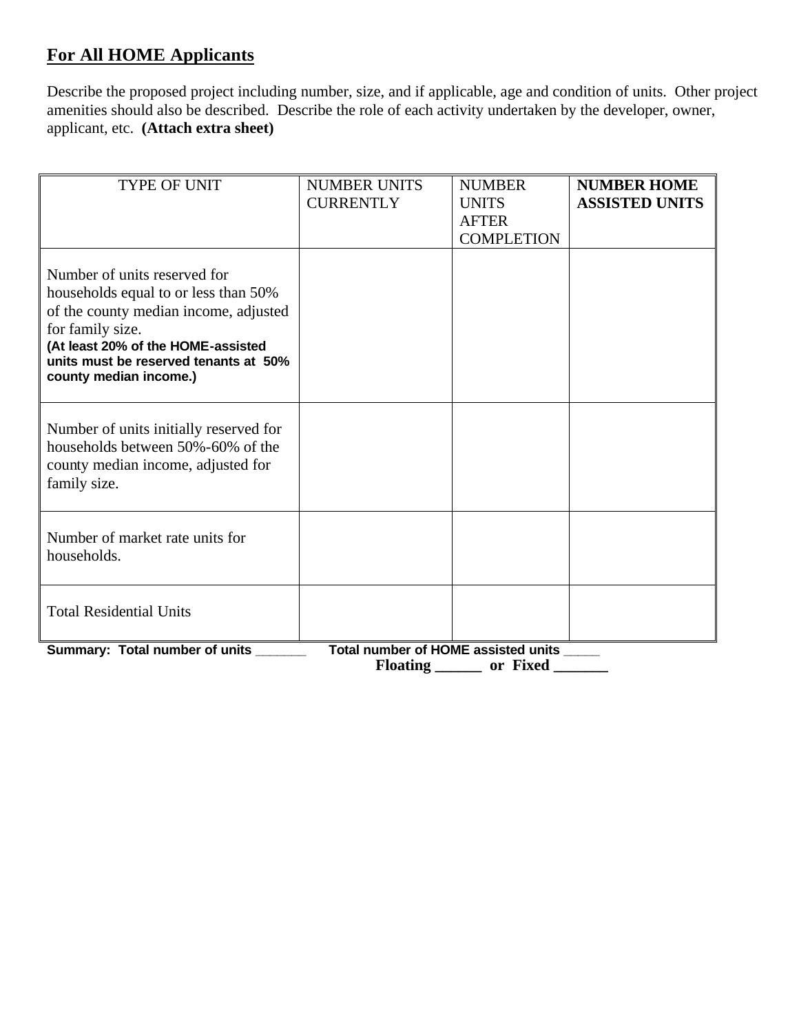## For All HOME Applicants

Describe the proposed project including number, size, and if applicable, age and condition of units. Other project amenities should also be described. Describe the role of each activity undertaken by the developer, owner, applicant, etc. **(Attach extra sheet)**

| TYPE OF UNIT | NUMBER UNITS CURRENTLY | NUMBER UNITS AFTER COMPLETION | **NUMBER HOME ASSISTED UNITS** |
|---|---|---|---|
| Number of units reserved for households equal to or less than 50% of the county median income, adjusted for family size. **(At least 20% of the HOME-assisted units must be reserved tenants at 50% county median income.)** | | | |
| Number of units initially reserved for households between 50%-60% of the county median income, adjusted for family size. | | | |
| Number of market rate units for households. | | | |
| Total Residential Units | | | |

**Summary: Total number of units _______ Total number of HOME assisted units _____**
**Floating ______ or Fixed _______**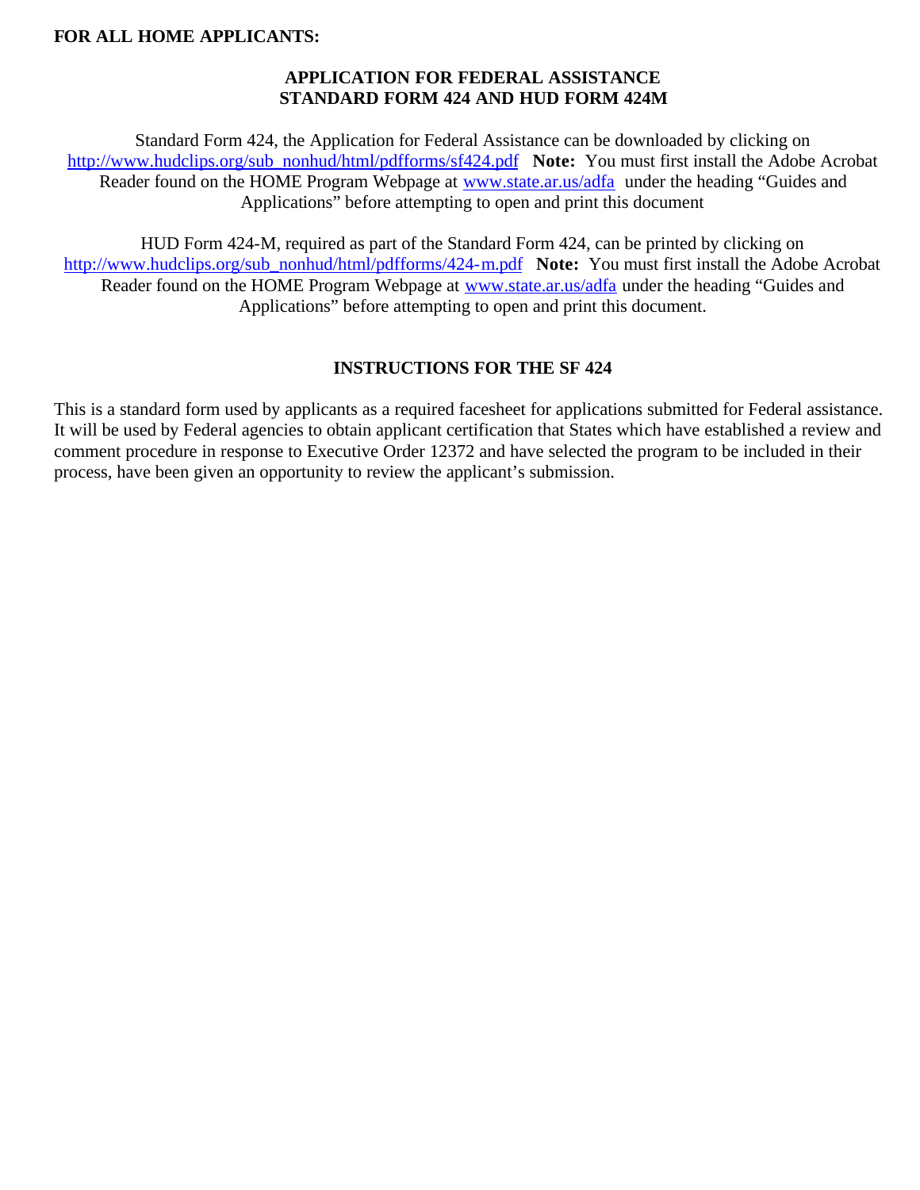**FOR ALL HOME APPLICANTS:**

## APPLICATION FOR FEDERAL ASSISTANCE
## STANDARD FORM 424 AND HUD FORM 424M

Standard Form 424, the Application for Federal Assistance can be downloaded by clicking on http://www.hudclips.org/sub_nonhud/html/pdfforms/sf424.pdf **Note:** You must first install the Adobe Acrobat Reader found on the HOME Program Webpage at www.state.ar.us/adfa under the heading "Guides and Applications" before attempting to open and print this document

HUD Form 424-M, required as part of the Standard Form 424, can be printed by clicking on http://www.hudclips.org/sub_nonhud/html/pdfforms/424-m.pdf **Note:** You must first install the Adobe Acrobat Reader found on the HOME Program Webpage at www.state.ar.us/adfa under the heading "Guides and Applications" before attempting to open and print this document.

## INSTRUCTIONS FOR THE SF 424

This is a standard form used by applicants as a required facesheet for applications submitted for Federal assistance. It will be used by Federal agencies to obtain applicant certification that States which have established a review and comment procedure in response to Executive Order 12372 and have selected the program to be included in their process, have been given an opportunity to review the applicant's submission.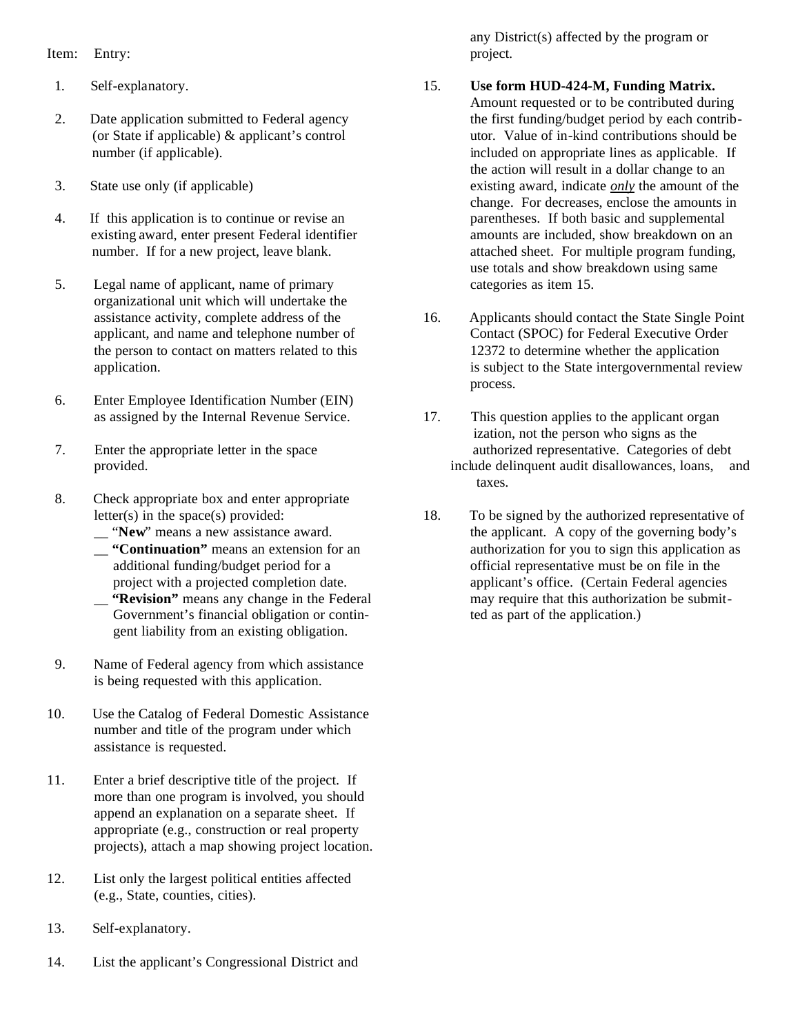Item: Entry:

1. Self-explanatory.

2. Date application submitted to Federal agency (or State if applicable) & applicant's control number (if applicable).

3. State use only (if applicable)

4. If this application is to continue or revise an existing award, enter present Federal identifier number. If for a new project, leave blank.

5. Legal name of applicant, name of primary organizational unit which will undertake the assistance activity, complete address of the applicant, and name and telephone number of the person to contact on matters related to this application.

6. Enter Employee Identification Number (EIN) as assigned by the Internal Revenue Service.

7. Enter the appropriate letter in the space provided.

8. Check appropriate box and enter appropriate letter(s) in the space(s) provided:
   - __ "**New**" means a new assistance award.
   - __ **"Continuation"** means an extension for an additional funding/budget period for a project with a projected completion date.
   - __ **"Revision"** means any change in the Federal Government's financial obligation or contingent liability from an existing obligation.

9. Name of Federal agency from which assistance is being requested with this application.

10. Use the Catalog of Federal Domestic Assistance number and title of the program under which assistance is requested.

11. Enter a brief descriptive title of the project. If more than one program is involved, you should append an explanation on a separate sheet. If appropriate (e.g., construction or real property projects), attach a map showing project location.

12. List only the largest political entities affected (e.g., State, counties, cities).

13. Self-explanatory.

14. List the applicant's Congressional District and any District(s) affected by the program or project.

15. **Use form HUD-424-M, Funding Matrix.** Amount requested or to be contributed during the first funding/budget period by each contributor. Value of in-kind contributions should be included on appropriate lines as applicable. If the action will result in a dollar change to an existing award, indicate ***only*** the amount of the change. For decreases, enclose the amounts in parentheses. If both basic and supplemental amounts are included, show breakdown on an attached sheet. For multiple program funding, use totals and show breakdown using same categories as item 15.

16. Applicants should contact the State Single Point Contact (SPOC) for Federal Executive Order 12372 to determine whether the application is subject to the State intergovernmental review process.

17. This question applies to the applicant organization, not the person who signs as the authorized representative. Categories of debt include delinquent audit disallowances, loans, and taxes.

18. To be signed by the authorized representative of the applicant. A copy of the governing body's authorization for you to sign this application as official representative must be on file in the applicant's office. (Certain Federal agencies may require that this authorization be submitted as part of the application.)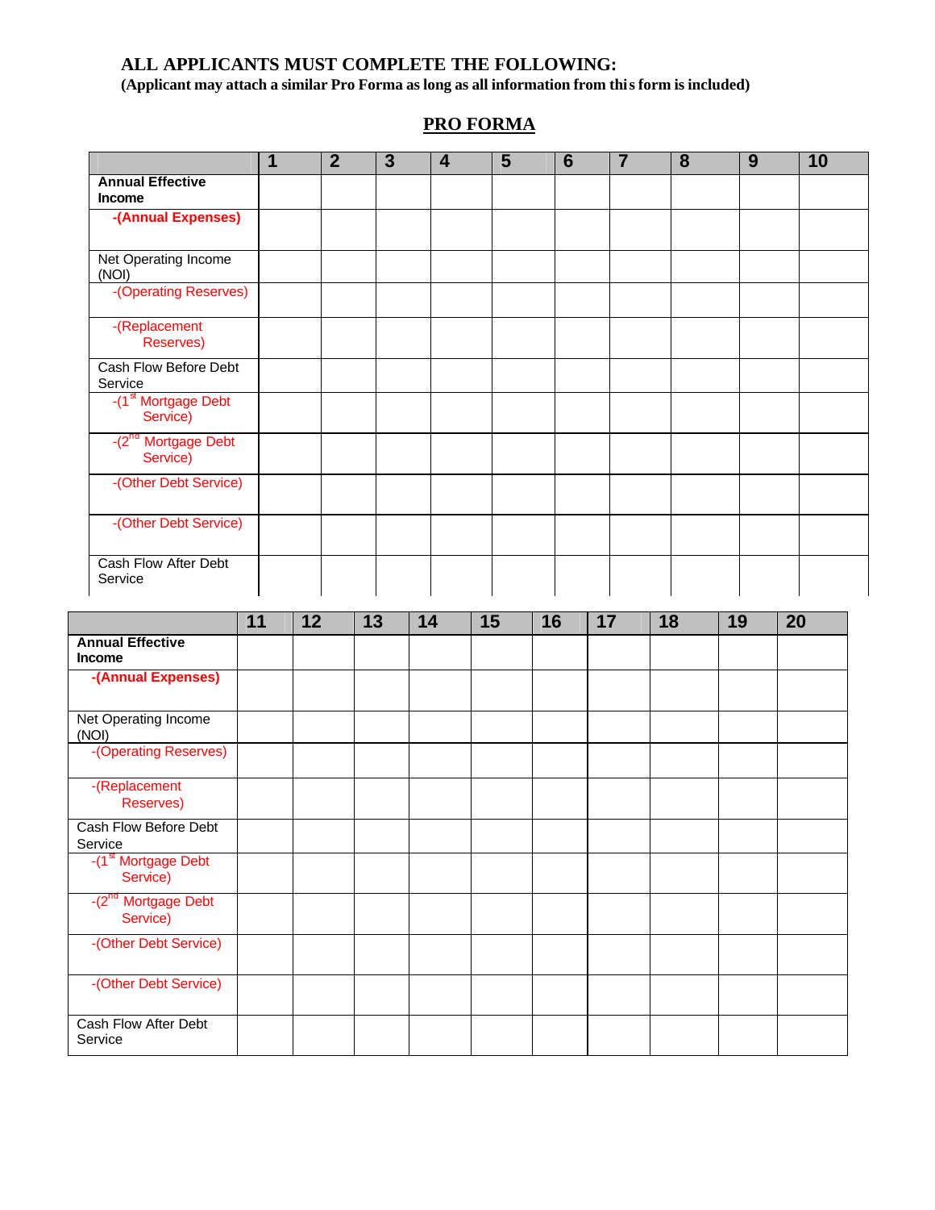**ALL APPLICANTS MUST COMPLETE THE FOLLOWING:**

**(Applicant may attach a similar Pro Forma as long as all information from this form is included)**

## PRO FORMA

| | 1 | 2 | 3 | 4 | 5 | 6 | 7 | 8 | 9 | 10 |
|---|---|---|---|---|---|---|---|---|---|---|
| **Annual Effective Income** | | | | | | | | | | |
| **-(Annual Expenses)** | | | | | | | | | | |
| Net Operating Income (NOI) | | | | | | | | | | |
| -(Operating Reserves) | | | | | | | | | | |
| -(Replacement Reserves) | | | | | | | | | | |
| Cash Flow Before Debt Service | | | | | | | | | | |
| -(1st Mortgage Debt Service) | | | | | | | | | | |
| -(2nd Mortgage Debt Service) | | | | | | | | | | |
| -(Other Debt Service) | | | | | | | | | | |
| -(Other Debt Service) | | | | | | | | | | |
| Cash Flow After Debt Service | | | | | | | | | | |

| | 11 | 12 | 13 | 14 | 15 | 16 | 17 | 18 | 19 | 20 |
|---|---|---|---|---|---|---|---|---|---|---|
| **Annual Effective Income** | | | | | | | | | | |
| **-(Annual Expenses)** | | | | | | | | | | |
| Net Operating Income (NOI) | | | | | | | | | | |
| -(Operating Reserves) | | | | | | | | | | |
| -(Replacement Reserves) | | | | | | | | | | |
| Cash Flow Before Debt Service | | | | | | | | | | |
| -(1st Mortgage Debt Service) | | | | | | | | | | |
| -(2nd Mortgage Debt Service) | | | | | | | | | | |
| -(Other Debt Service) | | | | | | | | | | |
| -(Other Debt Service) | | | | | | | | | | |
| Cash Flow After Debt Service | | | | | | | | | | |